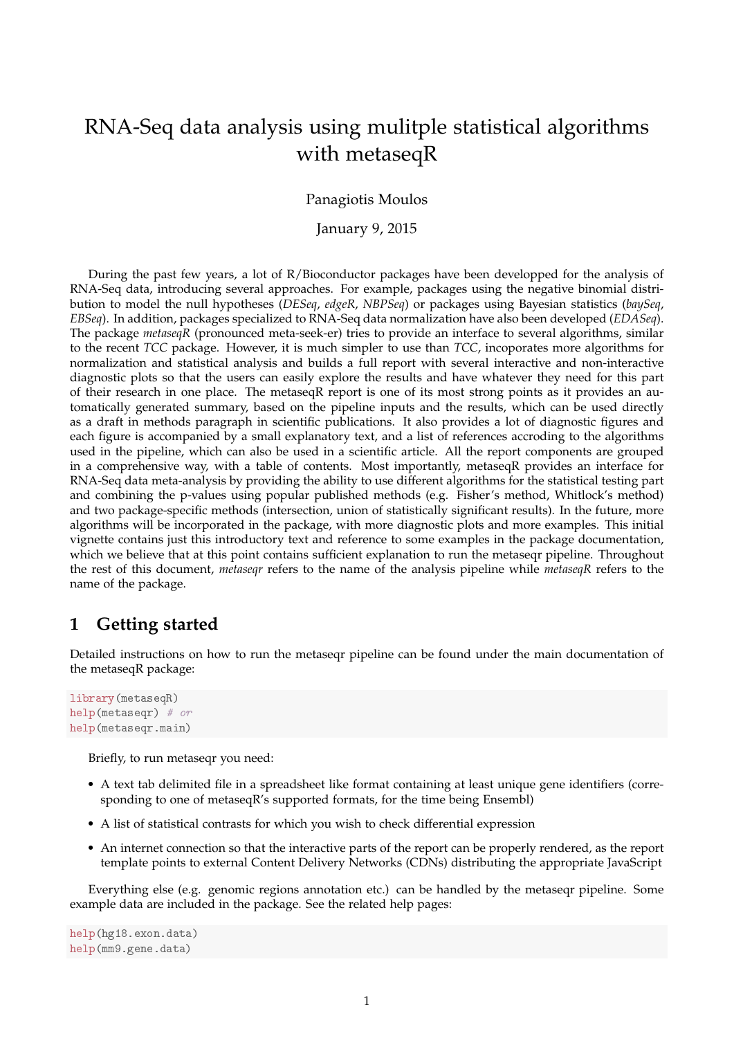# RNA-Seq data analysis using mulitple statistical algorithms with metaseqR

Panagiotis Moulos

January 9, 2015

During the past few years, a lot of R/Bioconductor packages have been developped for the analysis of RNA-Seq data, introducing several approaches. For example, packages using the negative binomial distribution to model the null hypotheses (*DESeq*, *edgeR*, *NBPSeq*) or packages using Bayesian statistics (*baySeq*, *EBSeq*). In addition, packages specialized to RNA-Seq data normalization have also been developed (*EDASeq*). The package *metaseqR* (pronounced meta-seek-er) tries to provide an interface to several algorithms, similar to the recent *TCC* package. However, it is much simpler to use than *TCC*, incoporates more algorithms for normalization and statistical analysis and builds a full report with several interactive and non-interactive diagnostic plots so that the users can easily explore the results and have whatever they need for this part of their research in one place. The metaseqR report is one of its most strong points as it provides an automatically generated summary, based on the pipeline inputs and the results, which can be used directly as a draft in methods paragraph in scientific publications. It also provides a lot of diagnostic figures and each figure is accompanied by a small explanatory text, and a list of references accroding to the algorithms used in the pipeline, which can also be used in a scientific article. All the report components are grouped in a comprehensive way, with a table of contents. Most importantly, metaseqR provides an interface for RNA-Seq data meta-analysis by providing the ability to use different algorithms for the statistical testing part and combining the p-values using popular published methods (e.g. Fisher's method, Whitlock's method) and two package-specific methods (intersection, union of statistically significant results). In the future, more algorithms will be incorporated in the package, with more diagnostic plots and more examples. This initial vignette contains just this introductory text and reference to some examples in the package documentation, which we believe that at this point contains sufficient explanation to run the metaseqr pipeline. Throughout the rest of this document, *metaseqr* refers to the name of the analysis pipeline while *metaseqR* refers to the name of the package.

## 1 Getting started

Detailed instructions on how to run the metaseqr pipeline can be found under the main documentation of the metaseqR package:

```
library(metaseqR)
help(metaseqr) # or
help(metaseqr.main)
```

Briefly, to run metaseqr you need:

- A text tab delimited file in a spreadsheet like format containing at least unique gene identifiers (corresponding to one of metaseqR's supported formats, for the time being Ensembl)
- A list of statistical contrasts for which you wish to check differential expression
- An internet connection so that the interactive parts of the report can be properly rendered, as the report template points to external Content Delivery Networks (CDNs) distributing the appropriate JavaScript

Everything else (e.g. genomic regions annotation etc.) can be handled by the metaseqr pipeline. Some example data are included in the package. See the related help pages:

```
help(hg18.exon.data)
help(mm9.gene.data)
```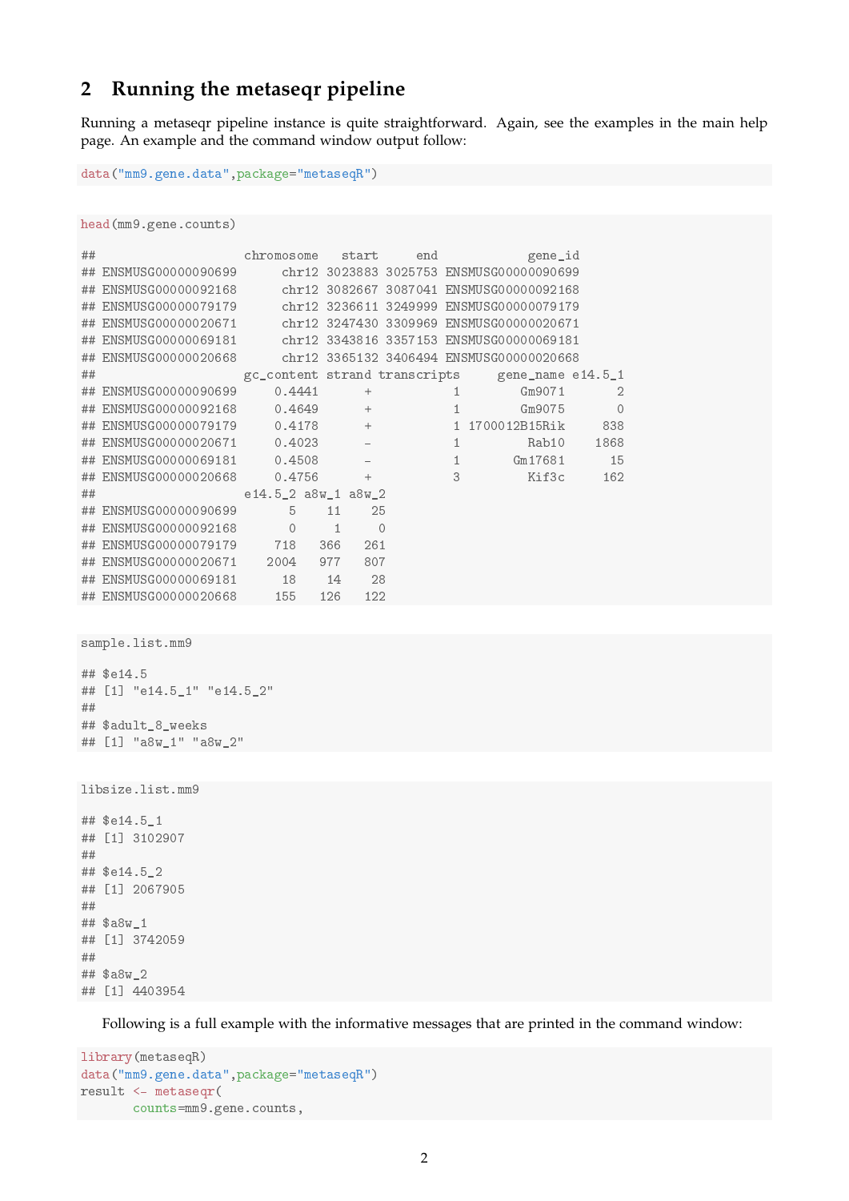## 2 Running the metaseqr pipeline

Running a metaseqr pipeline instance is quite straightforward. Again, see the examples in the main help page. An example and the command window output follow:

```
data("mm9.gene.data",package="metaseqR")
```

```
head(mm9.gene.counts)

##                    chromosome   start     end            gene_id
## ENSMUSG00000090699      chr12 3023883 3025753 ENSMUSG00000090699
## ENSMUSG00000092168      chr12 3082667 3087041 ENSMUSG00000092168
## ENSMUSG00000079179      chr12 3236611 3249999 ENSMUSG00000079179
## ENSMUSG00000020671      chr12 3247430 3309969 ENSMUSG00000020671
## ENSMUSG00000069181      chr12 3343816 3357153 ENSMUSG00000069181
## ENSMUSG00000020668      chr12 3365132 3406494 ENSMUSG00000020668
##                    gc_content strand transcripts     gene_name e14.5_1
## ENSMUSG00000090699     0.4441      +           1        Gm9071       2
## ENSMUSG00000092168     0.4649      +           1        Gm9075       0
## ENSMUSG00000079179     0.4178      +           1 1700012B15Rik     838
## ENSMUSG00000020671     0.4023      -           1         Rab10    1868
## ENSMUSG00000069181     0.4508      -           1       Gm17681      15
## ENSMUSG00000020668     0.4756      +           3         Kif3c     162
##                    e14.5_2 a8w_1 a8w_2
## ENSMUSG00000090699       5    11    25
## ENSMUSG00000092168       0     1     0
## ENSMUSG00000079179     718   366   261
## ENSMUSG00000020671    2004   977   807
## ENSMUSG00000069181      18    14    28
## ENSMUSG00000020668     155   126   122
```

```
sample.list.mm9

## $e14.5
## [1] "e14.5_1" "e14.5_2"
##
## $adult_8_weeks
## [1] "a8w_1" "a8w_2"
```

```
libsize.list.mm9

## $e14.5_1
## [1] 3102907
##
## $e14.5_2
## [1] 2067905
##
## $a8w_1
## [1] 3742059
##
## $a8w_2
## [1] 4403954
```

Following is a full example with the informative messages that are printed in the command window:

```
library(metaseqR)
data("mm9.gene.data",package="metaseqR")
result <- metaseqr(
       counts=mm9.gene.counts,
```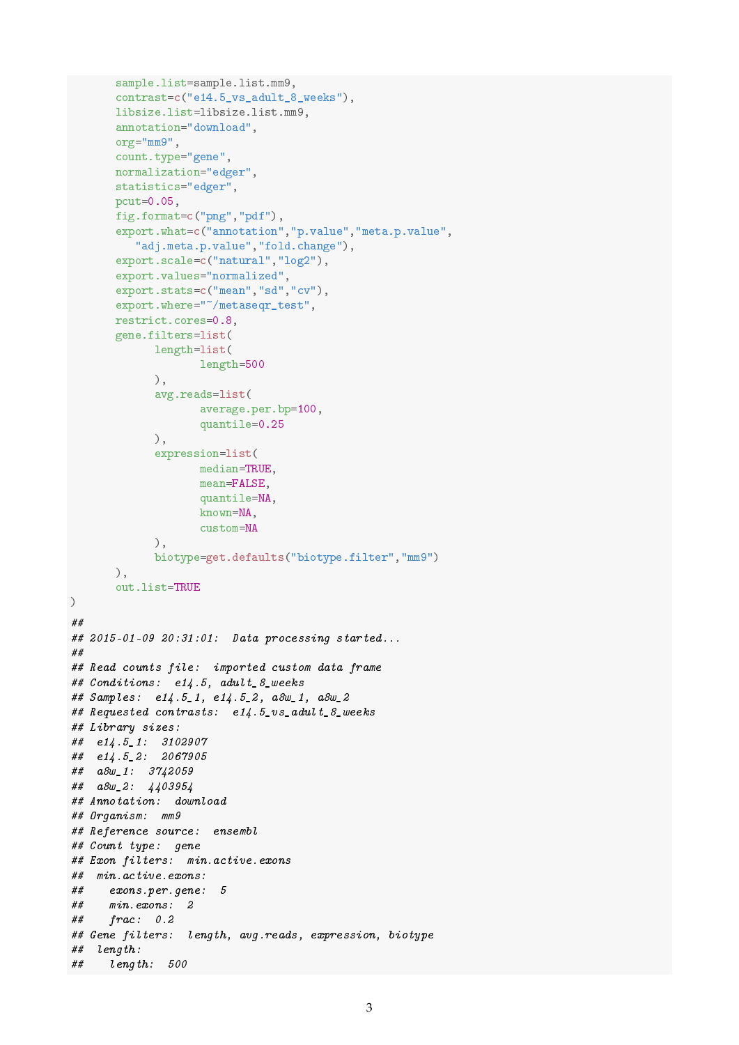```
      sample.list=sample.list.mm9,
      contrast=c("e14.5_vs_adult_8_weeks"),
      libsize.list=libsize.list.mm9,
      annotation="download",
      org="mm9",
      count.type="gene",
      normalization="edger",
      statistics="edger",
      pcut=0.05,
      fig.format=c("png","pdf"),
      export.what=c("annotation","p.value","meta.p.value",
         "adj.meta.p.value","fold.change"),
      export.scale=c("natural","log2"),
      export.values="normalized",
      export.stats=c("mean","sd","cv"),
      export.where="~/metaseqr_test",
      restrict.cores=0.8,
      gene.filters=list(
            length=list(
                  length=500
            ),
            avg.reads=list(
                  average.per.bp=100,
                  quantile=0.25
            ),
            expression=list(
                  median=TRUE,
                  mean=FALSE,
                  quantile=NA,
                  known=NA,
                  custom=NA
            ),
            biotype=get.defaults("biotype.filter","mm9")
      ),
      out.list=TRUE
)
##
## 2015-01-09 20:31:01:  Data processing started...
##
## Read counts file:  imported custom data frame
## Conditions:  e14.5, adult_8_weeks
## Samples:  e14.5_1, e14.5_2, a8w_1, a8w_2
## Requested contrasts:  e14.5_vs_adult_8_weeks
## Library sizes:
##  e14.5_1:  3102907
##  e14.5_2:  2067905
##  a8w_1:  3742059
##  a8w_2:  4403954
## Annotation:  download
## Organism:  mm9
## Reference source:  ensembl
## Count type:  gene
## Exon filters:  min.active.exons
##  min.active.exons:
##    exons.per.gene:  5
##    min.exons:  2
##    frac:  0.2
## Gene filters:  length, avg.reads, expression, biotype
##  length:
##    length:  500
```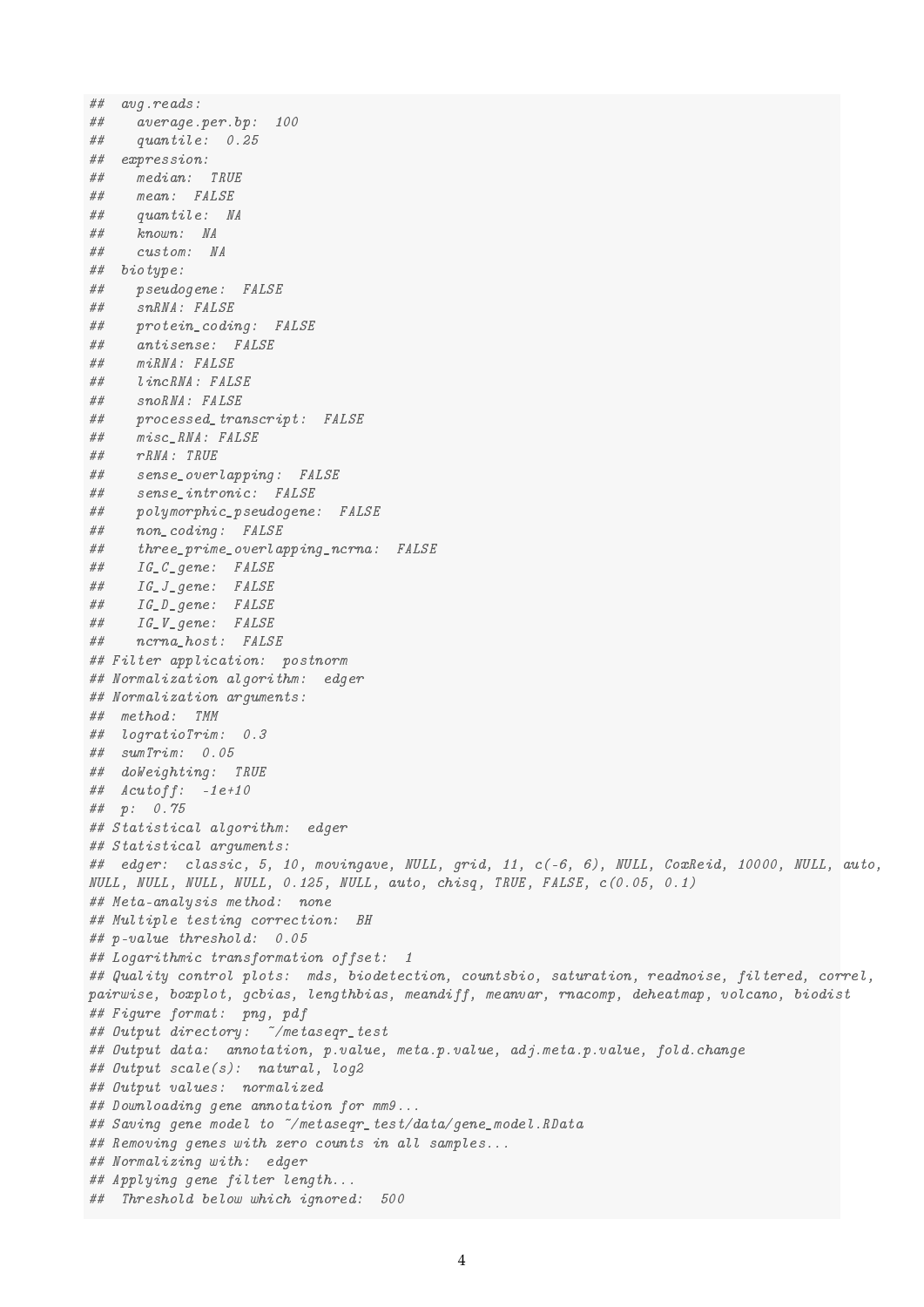```
##  avg.reads:
##    average.per.bp:  100
##    quantile:  0.25
##  expression:
##    median:  TRUE
##    mean:  FALSE
##    quantile:  NA
##    known:  NA
##    custom:  NA
##  biotype:
##    pseudogene:  FALSE
##    snRNA: FALSE
##    protein_coding:  FALSE
##    antisense:  FALSE
##    miRNA: FALSE
##    lincRNA: FALSE
##    snoRNA: FALSE
##    processed_transcript:  FALSE
##    misc_RNA: FALSE
##    rRNA: TRUE
##    sense_overlapping:  FALSE
##    sense_intronic:  FALSE
##    polymorphic_pseudogene:  FALSE
##    non_coding:  FALSE
##    three_prime_overlapping_ncrna:  FALSE
##    IG_C_gene:  FALSE
##    IG_J_gene:  FALSE
##    IG_D_gene:  FALSE
##    IG_V_gene:  FALSE
##    ncrna_host:  FALSE
## Filter application:  postnorm
## Normalization algorithm:  edger
## Normalization arguments:
##  method:  TMM
##  logratioTrim:  0.3
##  sumTrim:  0.05
##  doWeighting:  TRUE
##  Acutoff:  -1e+10
##  p:  0.75
## Statistical algorithm:  edger
## Statistical arguments:
##  edger:  classic, 5, 10, movingave, NULL, grid, 11, c(-6, 6), NULL, CoxReid, 10000, NULL, auto,
NULL, NULL, NULL, NULL, 0.125, NULL, auto, chisq, TRUE, FALSE, c(0.05, 0.1)
## Meta-analysis method:  none
## Multiple testing correction:  BH
## p-value threshold:  0.05
## Logarithmic transformation offset:  1
## Quality control plots:  mds, biodetection, countsbio, saturation, readnoise, filtered, correl,
pairwise, boxplot, gcbias, lengthbias, meandiff, meanvar, rnacomp, deheatmap, volcano, biodist
## Figure format:  png, pdf
## Output directory:  ~/metaseqr_test
## Output data:  annotation, p.value, meta.p.value, adj.meta.p.value, fold.change
## Output scale(s):  natural, log2
## Output values:  normalized
## Downloading gene annotation for mm9...
## Saving gene model to ~/metaseqr_test/data/gene_model.RData
## Removing genes with zero counts in all samples...
## Normalizing with:  edger
## Applying gene filter length...
##  Threshold below which ignored:  500
```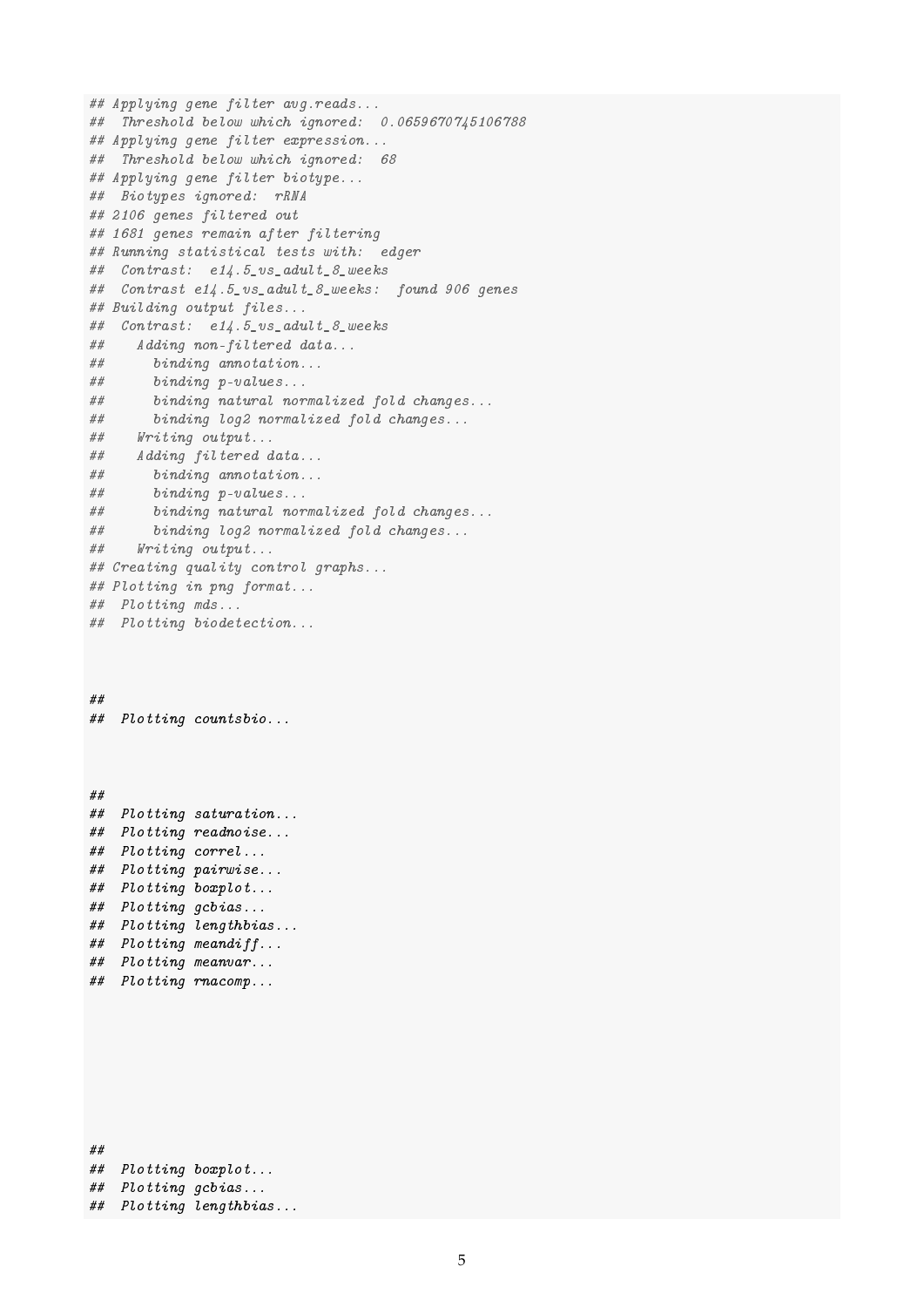```
## Applying gene filter avg.reads...
##  Threshold below which ignored:  0.0659670745106788
## Applying gene filter expression...
##  Threshold below which ignored:  68
## Applying gene filter biotype...
##  Biotypes ignored:  rRNA
## 2106 genes filtered out
## 1681 genes remain after filtering
## Running statistical tests with:  edger
##  Contrast:  e14.5_vs_adult_8_weeks
##  Contrast e14.5_vs_adult_8_weeks:  found 906 genes
## Building output files...
##  Contrast:  e14.5_vs_adult_8_weeks
##    Adding non-filtered data...
##      binding annotation...
##      binding p-values...
##      binding natural normalized fold changes...
##      binding log2 normalized fold changes...
##    Writing output...
##    Adding filtered data...
##      binding annotation...
##      binding p-values...
##      binding natural normalized fold changes...
##      binding log2 normalized fold changes...
##    Writing output...
## Creating quality control graphs...
## Plotting in png format...
##  Plotting mds...
##  Plotting biodetection...



##
##  Plotting countsbio...



##
##  Plotting saturation...
##  Plotting readnoise...
##  Plotting correl...
##  Plotting pairwise...
##  Plotting boxplot...
##  Plotting gcbias...
##  Plotting lengthbias...
##  Plotting meandiff...
##  Plotting meanvar...
##  Plotting rnacomp...








##
##  Plotting boxplot...
##  Plotting gcbias...
##  Plotting lengthbias...
```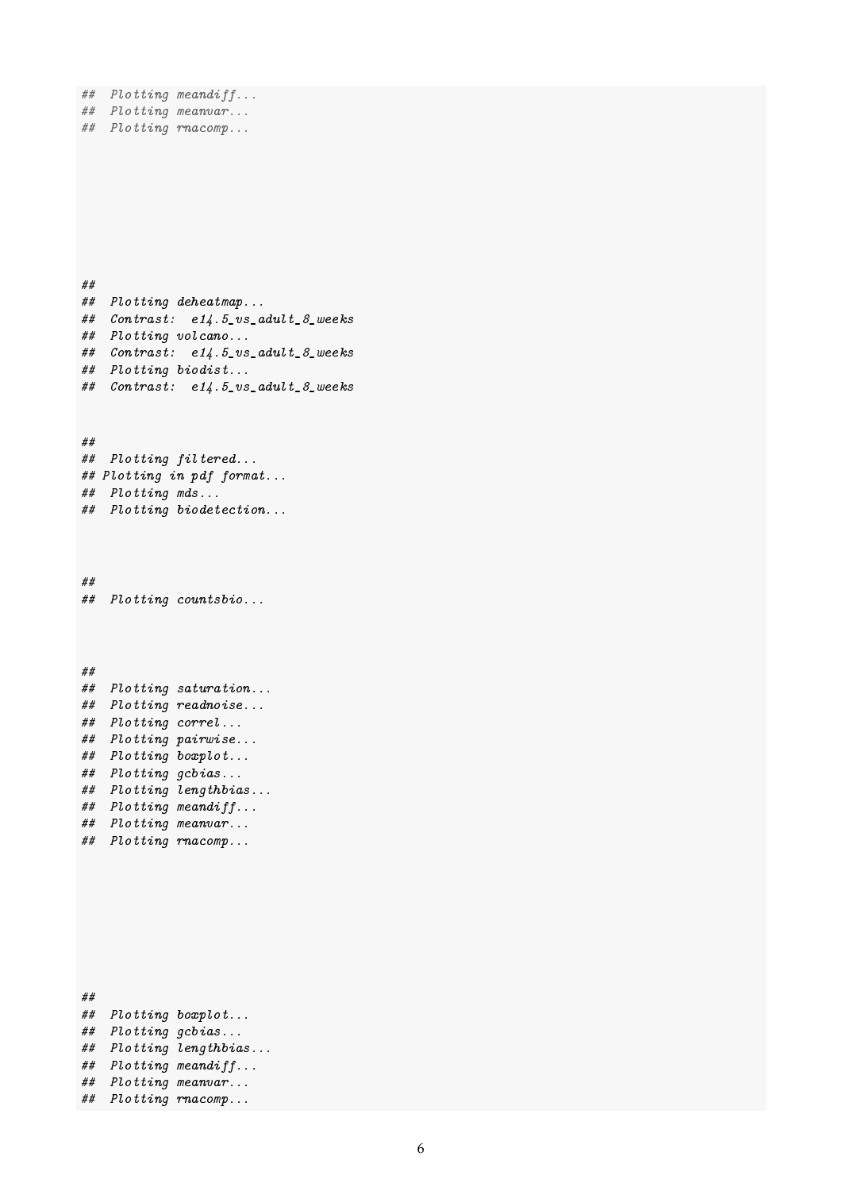```
##  Plotting meandiff...
##  Plotting meanvar...
##  Plotting rnacomp...









##
##  Plotting deheatmap...
##  Contrast:  e14.5_vs_adult_8_weeks
##  Plotting volcano...
##  Contrast:  e14.5_vs_adult_8_weeks
##  Plotting biodist...
##  Contrast:  e14.5_vs_adult_8_weeks


##
##  Plotting filtered...
## Plotting in pdf format...
##  Plotting mds...
##  Plotting biodetection...



##
##  Plotting countsbio...



##
##  Plotting saturation...
##  Plotting readnoise...
##  Plotting correl...
##  Plotting pairwise...
##  Plotting boxplot...
##  Plotting gcbias...
##  Plotting lengthbias...
##  Plotting meandiff...
##  Plotting meanvar...
##  Plotting rnacomp...









##
##  Plotting boxplot...
##  Plotting gcbias...
##  Plotting lengthbias...
##  Plotting meandiff...
##  Plotting meanvar...
##  Plotting rnacomp...
```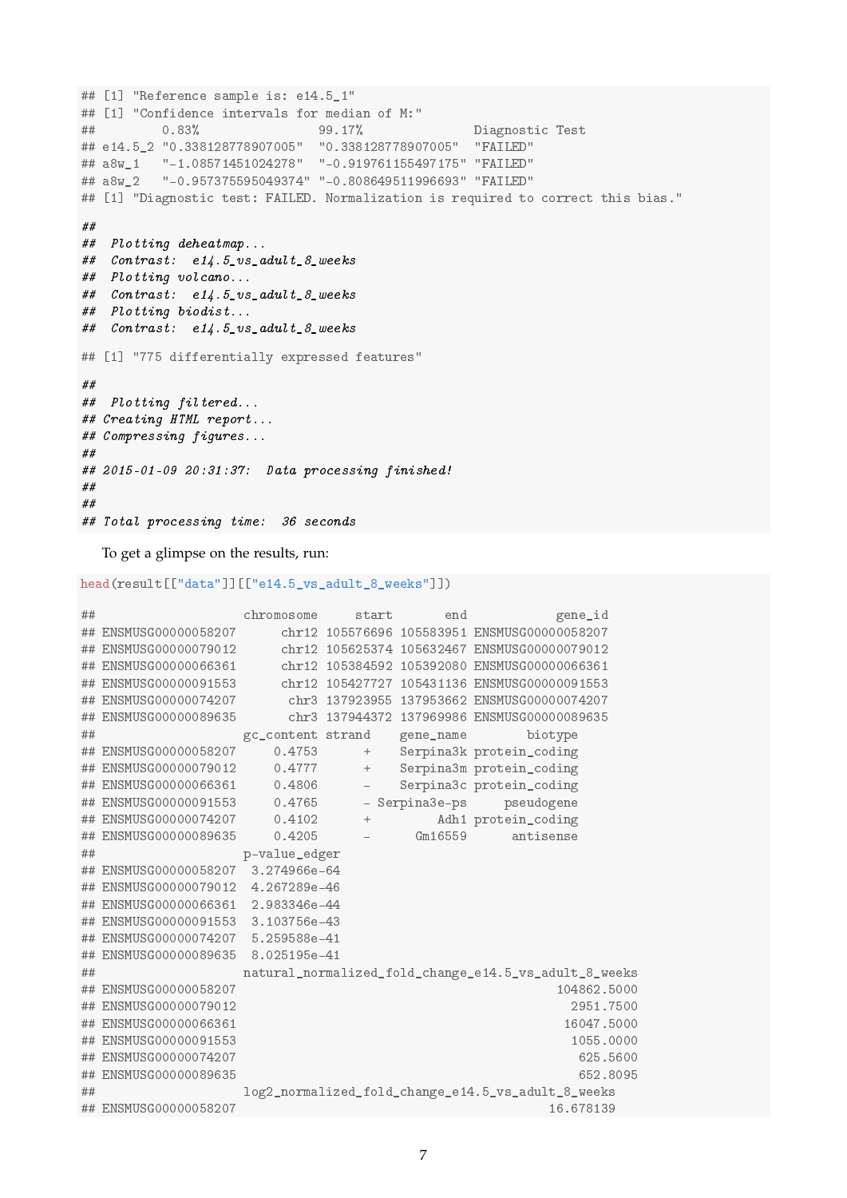```
## [1] "Reference sample is: e14.5_1"
## [1] "Confidence intervals for median of M:"
##         0.83%                99.17%               Diagnostic Test
## e14.5_2 "0.338128778907005"  "0.338128778907005"  "FAILED"
## a8w_1   "-1.08571451024278"  "-0.919761155497175" "FAILED"
## a8w_2   "-0.957375595049374" "-0.808649511996693" "FAILED"
## [1] "Diagnostic test: FAILED. Normalization is required to correct this bias."

##
##  Plotting deheatmap...
##  Contrast:  e14.5_vs_adult_8_weeks
##  Plotting volcano...
##  Contrast:  e14.5_vs_adult_8_weeks
##  Plotting biodist...
##  Contrast:  e14.5_vs_adult_8_weeks

## [1] "775 differentially expressed features"

##
##  Plotting filtered...
## Creating HTML report...
## Compressing figures...
##
## 2015-01-09 20:31:37:  Data processing finished!
##
##
## Total processing time:  36 seconds
```

To get a glimpse on the results, run:

```
head(result[["data"]][["e14.5_vs_adult_8_weeks"]])
```

```
##                    chromosome     start       end            gene_id
## ENSMUSG00000058207      chr12 105576696 105583951 ENSMUSG00000058207
## ENSMUSG00000079012      chr12 105625374 105632467 ENSMUSG00000079012
## ENSMUSG00000066361      chr12 105384592 105392080 ENSMUSG00000066361
## ENSMUSG00000091553      chr12 105427727 105431136 ENSMUSG00000091553
## ENSMUSG00000074207       chr3 137923955 137953662 ENSMUSG00000074207
## ENSMUSG00000089635       chr3 137944372 137969986 ENSMUSG00000089635
##                    gc_content strand    gene_name        biotype
## ENSMUSG00000058207     0.4753      +    Serpina3k protein_coding
## ENSMUSG00000079012     0.4777      +    Serpina3m protein_coding
## ENSMUSG00000066361     0.4806      -    Serpina3c protein_coding
## ENSMUSG00000091553     0.4765      - Serpina3e-ps     pseudogene
## ENSMUSG00000074207     0.4102      +         Adh1 protein_coding
## ENSMUSG00000089635     0.4205      -      Gm16559      antisense
##                    p-value_edger
## ENSMUSG00000058207  3.274966e-64
## ENSMUSG00000079012  4.267289e-46
## ENSMUSG00000066361  2.983346e-44
## ENSMUSG00000091553  3.103756e-43
## ENSMUSG00000074207  5.259588e-41
## ENSMUSG00000089635  8.025195e-41
##                    natural_normalized_fold_change_e14.5_vs_adult_8_weeks
## ENSMUSG00000058207                                           104862.5000
## ENSMUSG00000079012                                             2951.7500
## ENSMUSG00000066361                                            16047.5000
## ENSMUSG00000091553                                             1055.0000
## ENSMUSG00000074207                                              625.5600
## ENSMUSG00000089635                                              652.8095
##                    log2_normalized_fold_change_e14.5_vs_adult_8_weeks
## ENSMUSG00000058207                                          16.678139
```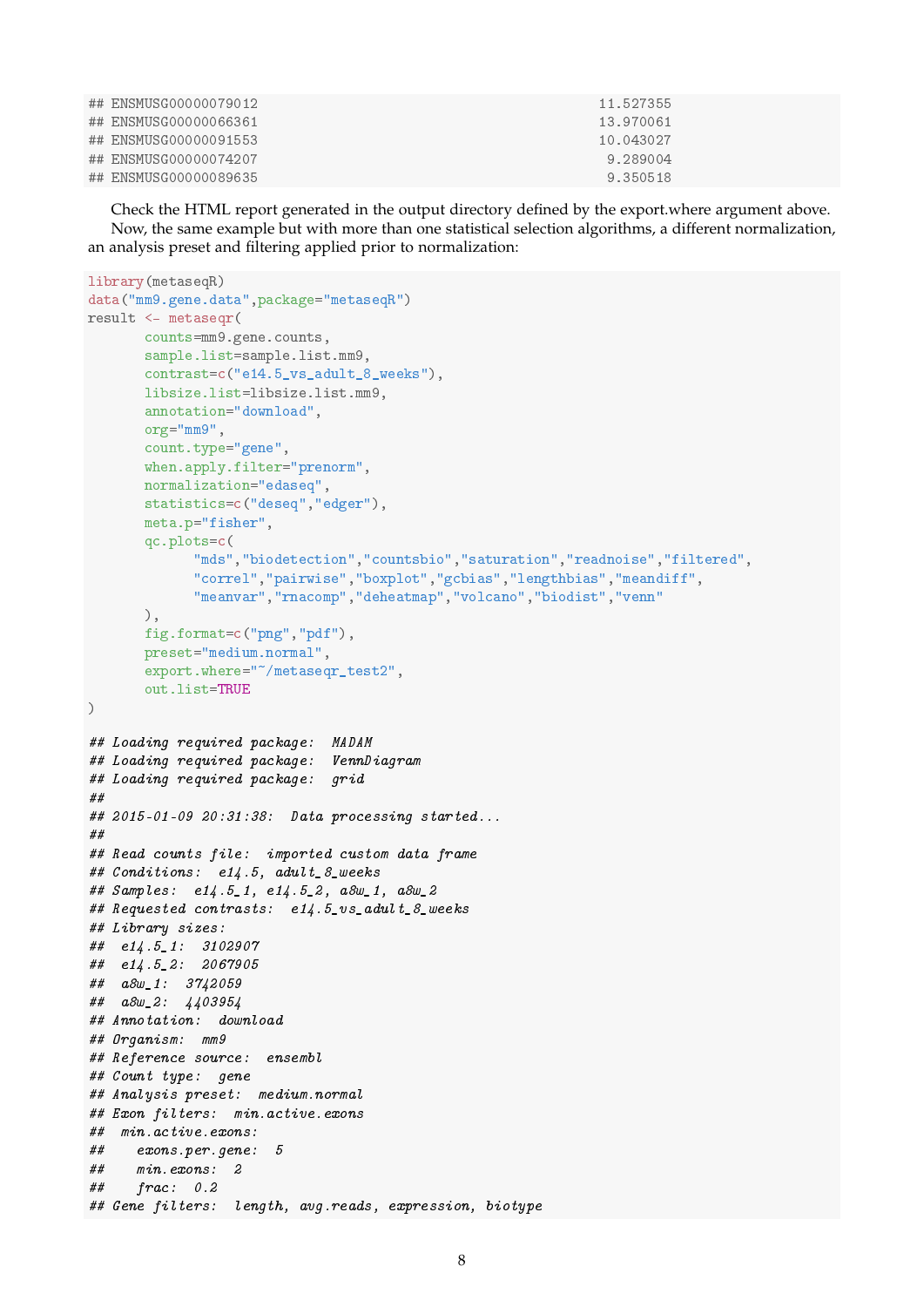```
## ENSMUSG00000079012                                             11.527355
## ENSMUSG00000066361                                             13.970061
## ENSMUSG00000091553                                             10.043027
## ENSMUSG00000074207                                              9.289004
## ENSMUSG00000089635                                              9.350518
```

Check the HTML report generated in the output directory defined by the export.where argument above.

Now, the same example but with more than one statistical selection algorithms, a different normalization, an analysis preset and filtering applied prior to normalization:

```
library(metaseqR)
data("mm9.gene.data",package="metaseqR")
result <- metaseqr(
       counts=mm9.gene.counts,
       sample.list=sample.list.mm9,
       contrast=c("e14.5_vs_adult_8_weeks"),
       libsize.list=libsize.list.mm9,
       annotation="download",
       org="mm9",
       count.type="gene",
       when.apply.filter="prenorm",
       normalization="edaseq",
       statistics=c("deseq","edger"),
       meta.p="fisher",
       qc.plots=c(
             "mds","biodetection","countsbio","saturation","readnoise","filtered",
             "correl","pairwise","boxplot","gcbias","lengthbias","meandiff",
             "meanvar","rnacomp","deheatmap","volcano","biodist","venn"
       ),
       fig.format=c("png","pdf"),
       preset="medium.normal",
       export.where="~/metaseqr_test2",
       out.list=TRUE
)

## Loading required package:  MADAM
## Loading required package:  VennDiagram
## Loading required package:  grid
##
## 2015-01-09 20:31:38:  Data processing started...
##
## Read counts file:  imported custom data frame
## Conditions:  e14.5, adult_8_weeks
## Samples:  e14.5_1, e14.5_2, a8w_1, a8w_2
## Requested contrasts:  e14.5_vs_adult_8_weeks
## Library sizes:
##  e14.5_1:  3102907
##  e14.5_2:  2067905
##  a8w_1:  3742059
##  a8w_2:  4403954
## Annotation:  download
## Organism:  mm9
## Reference source:  ensembl
## Count type:  gene
## Analysis preset:  medium.normal
## Exon filters:  min.active.exons
##  min.active.exons:
##    exons.per.gene:  5
##    min.exons:  2
##    frac:  0.2
## Gene filters:  length, avg.reads, expression, biotype
```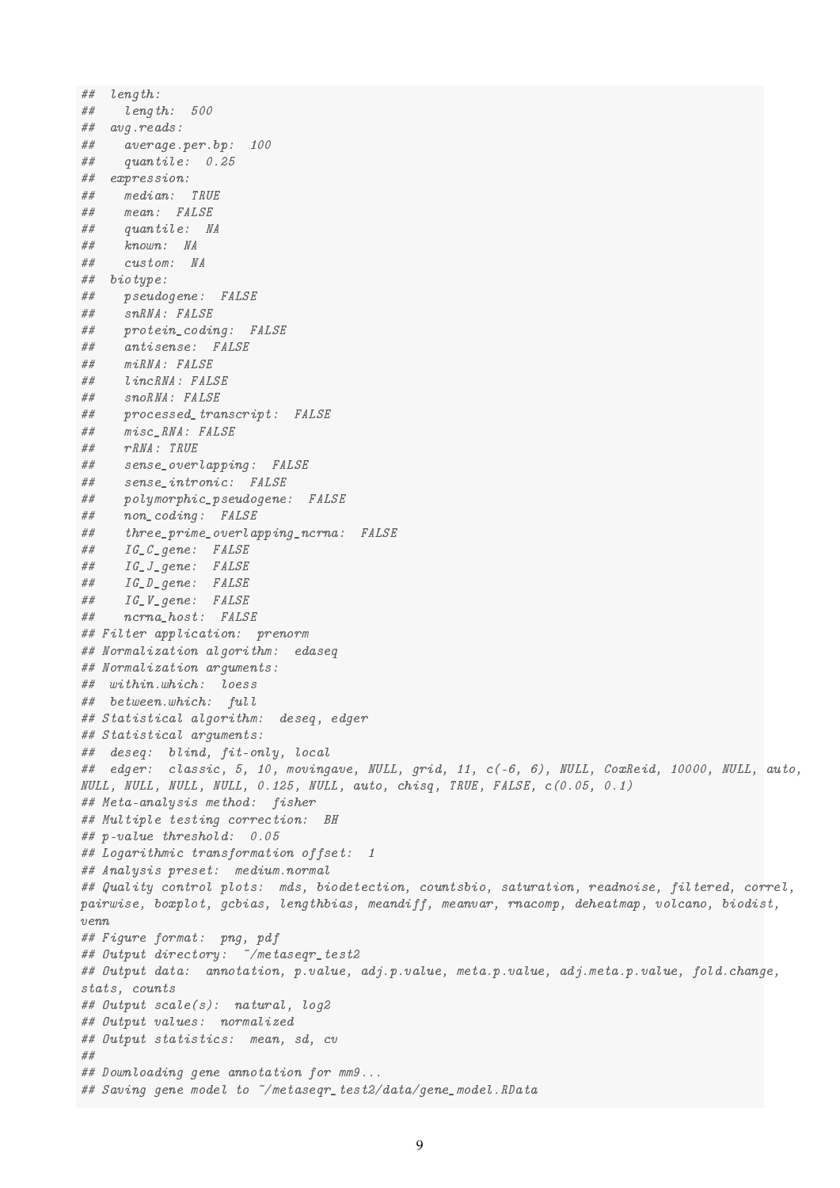```
##  length:
##    length:  500
##  avg.reads:
##    average.per.bp:  100
##    quantile:  0.25
##  expression:
##    median:  TRUE
##    mean:  FALSE
##    quantile:  NA
##    known:  NA
##    custom:  NA
##  biotype:
##    pseudogene:  FALSE
##    snRNA: FALSE
##    protein_coding:  FALSE
##    antisense:  FALSE
##    miRNA: FALSE
##    lincRNA: FALSE
##    snoRNA: FALSE
##    processed_transcript:  FALSE
##    misc_RNA: FALSE
##    rRNA: TRUE
##    sense_overlapping:  FALSE
##    sense_intronic:  FALSE
##    polymorphic_pseudogene:  FALSE
##    non_coding:  FALSE
##    three_prime_overlapping_ncrna:  FALSE
##    IG_C_gene:  FALSE
##    IG_J_gene:  FALSE
##    IG_D_gene:  FALSE
##    IG_V_gene:  FALSE
##    ncrna_host:  FALSE
## Filter application:  prenorm
## Normalization algorithm:  edaseq
## Normalization arguments:
##  within.which:  loess
##  between.which:  full
## Statistical algorithm:  deseq, edger
## Statistical arguments:
##  deseq:  blind, fit-only, local
##  edger:  classic, 5, 10, movingave, NULL, grid, 11, c(-6, 6), NULL, CoxReid, 10000, NULL, auto,
NULL, NULL, NULL, NULL, 0.125, NULL, auto, chisq, TRUE, FALSE, c(0.05, 0.1)
## Meta-analysis method:  fisher
## Multiple testing correction:  BH
## p-value threshold:  0.05
## Logarithmic transformation offset:  1
## Analysis preset:  medium.normal
## Quality control plots:  mds, biodetection, countsbio, saturation, readnoise, filtered, correl,
pairwise, boxplot, gcbias, lengthbias, meandiff, meanvar, rnacomp, deheatmap, volcano, biodist,
venn
## Figure format:  png, pdf
## Output directory:  ~/metaseqr_test2
## Output data:  annotation, p.value, adj.p.value, meta.p.value, adj.meta.p.value, fold.change,
stats, counts
## Output scale(s):  natural, log2
## Output values:  normalized
## Output statistics:  mean, sd, cv
##
## Downloading gene annotation for mm9...
## Saving gene model to ~/metaseqr_test2/data/gene_model.RData
```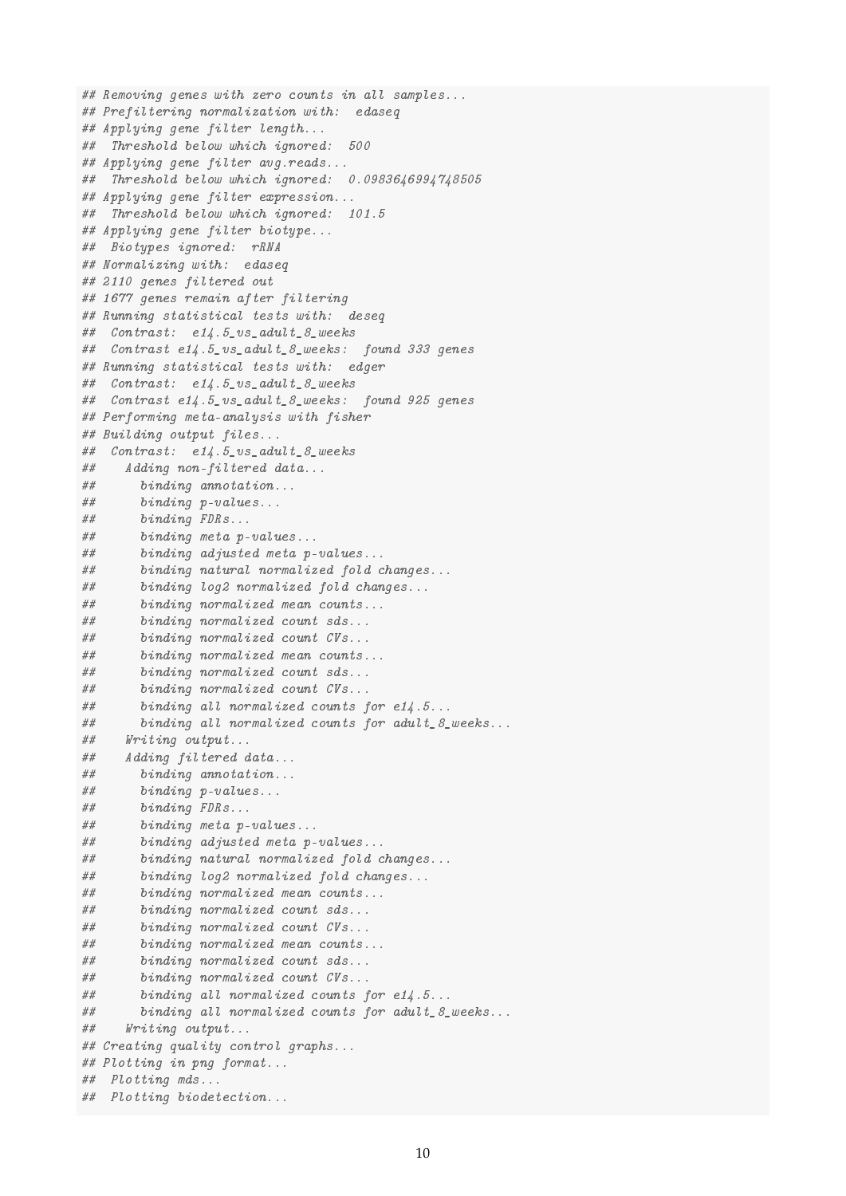```
## Removing genes with zero counts in all samples...
## Prefiltering normalization with:  edaseq
## Applying gene filter length...
##  Threshold below which ignored:  500
## Applying gene filter avg.reads...
##  Threshold below which ignored:  0.0983646994748505
## Applying gene filter expression...
##  Threshold below which ignored:  101.5
## Applying gene filter biotype...
##  Biotypes ignored:  rRNA
## Normalizing with:  edaseq
## 2110 genes filtered out
## 1677 genes remain after filtering
## Running statistical tests with:  deseq
##  Contrast:  e14.5_vs_adult_8_weeks
##  Contrast e14.5_vs_adult_8_weeks:  found 333 genes
## Running statistical tests with:  edger
##  Contrast:  e14.5_vs_adult_8_weeks
##  Contrast e14.5_vs_adult_8_weeks:  found 925 genes
## Performing meta-analysis with fisher
## Building output files...
##  Contrast:  e14.5_vs_adult_8_weeks
##    Adding non-filtered data...
##      binding annotation...
##      binding p-values...
##      binding FDRs...
##      binding meta p-values...
##      binding adjusted meta p-values...
##      binding natural normalized fold changes...
##      binding log2 normalized fold changes...
##      binding normalized mean counts...
##      binding normalized count sds...
##      binding normalized count CVs...
##      binding normalized mean counts...
##      binding normalized count sds...
##      binding normalized count CVs...
##      binding all normalized counts for e14.5...
##      binding all normalized counts for adult_8_weeks...
##    Writing output...
##    Adding filtered data...
##      binding annotation...
##      binding p-values...
##      binding FDRs...
##      binding meta p-values...
##      binding adjusted meta p-values...
##      binding natural normalized fold changes...
##      binding log2 normalized fold changes...
##      binding normalized mean counts...
##      binding normalized count sds...
##      binding normalized count CVs...
##      binding normalized mean counts...
##      binding normalized count sds...
##      binding normalized count CVs...
##      binding all normalized counts for e14.5...
##      binding all normalized counts for adult_8_weeks...
##    Writing output...
## Creating quality control graphs...
## Plotting in png format...
##  Plotting mds...
##  Plotting biodetection...
```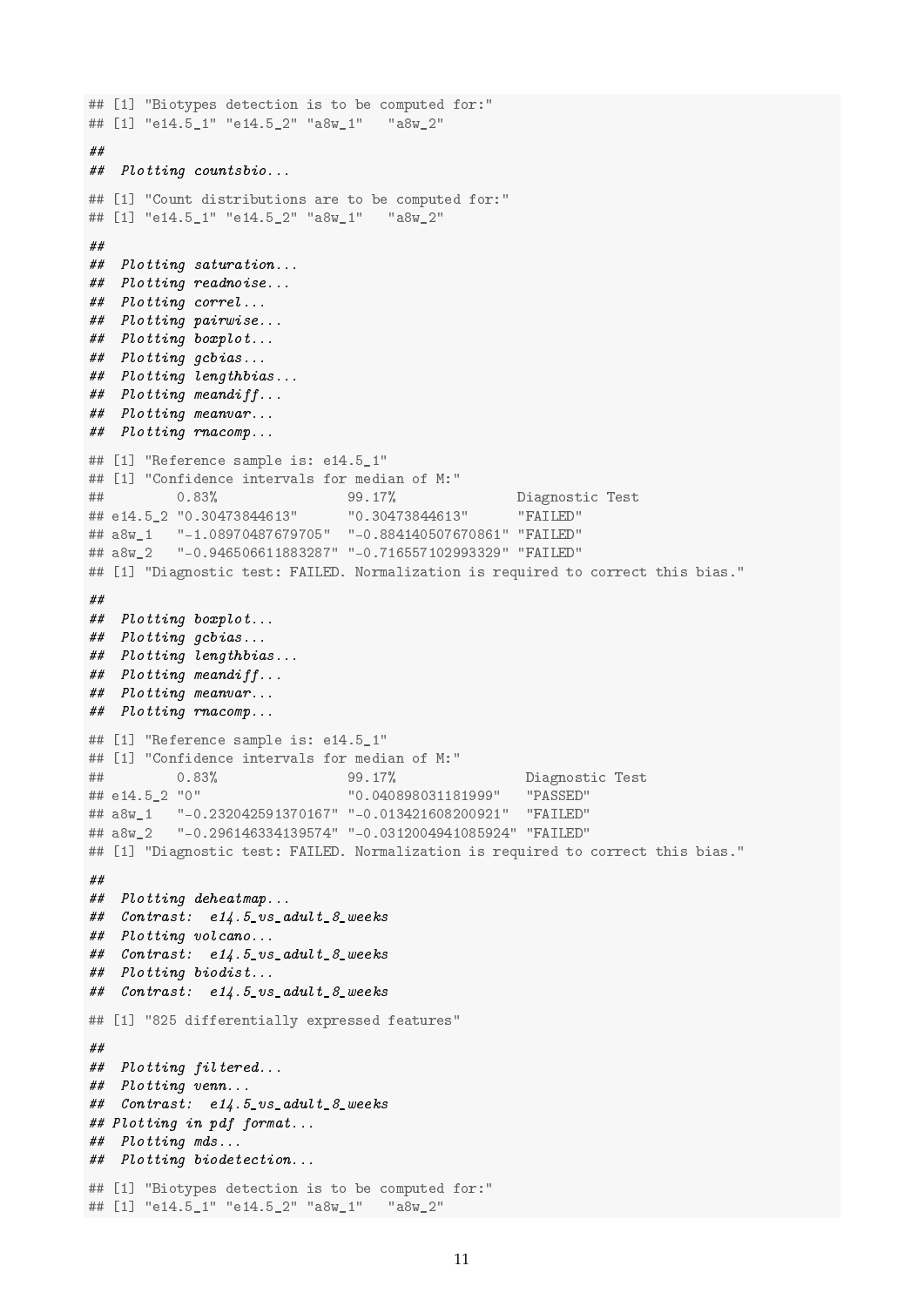```
## [1] "Biotypes detection is to be computed for:"
## [1] "e14.5_1" "e14.5_2" "a8w_1"   "a8w_2"
##
##  Plotting countsbio...
## [1] "Count distributions are to be computed for:"
## [1] "e14.5_1" "e14.5_2" "a8w_1"   "a8w_2"
##
##  Plotting saturation...
##  Plotting readnoise...
##  Plotting correl...
##  Plotting pairwise...
##  Plotting boxplot...
##  Plotting gcbias...
##  Plotting lengthbias...
##  Plotting meandiff...
##  Plotting meanvar...
##  Plotting rnacomp...
## [1] "Reference sample is: e14.5_1"
## [1] "Confidence intervals for median of M:"
##         0.83%                99.17%               Diagnostic Test
## e14.5_2 "0.30473844613"      "0.30473844613"      "FAILED"
## a8w_1   "-1.08970487679705"  "-0.884140507670861" "FAILED"
## a8w_2   "-0.946506611883287" "-0.716557102993329" "FAILED"
## [1] "Diagnostic test: FAILED. Normalization is required to correct this bias."
##
##  Plotting boxplot...
##  Plotting gcbias...
##  Plotting lengthbias...
##  Plotting meandiff...
##  Plotting meanvar...
##  Plotting rnacomp...
## [1] "Reference sample is: e14.5_1"
## [1] "Confidence intervals for median of M:"
##         0.83%                99.17%                Diagnostic Test
## e14.5_2 "0"                  "0.040898031181999"   "PASSED"
## a8w_1   "-0.232042591370167" "-0.013421608200921"  "FAILED"
## a8w_2   "-0.296146334139574" "-0.0312004941085924" "FAILED"
## [1] "Diagnostic test: FAILED. Normalization is required to correct this bias."
##
##  Plotting deheatmap...
##  Contrast:  e14.5_vs_adult_8_weeks
##  Plotting volcano...
##  Contrast:  e14.5_vs_adult_8_weeks
##  Plotting biodist...
##  Contrast:  e14.5_vs_adult_8_weeks
## [1] "825 differentially expressed features"
##
##  Plotting filtered...
##  Plotting venn...
##  Contrast:  e14.5_vs_adult_8_weeks
## Plotting in pdf format...
##  Plotting mds...
##  Plotting biodetection...
## [1] "Biotypes detection is to be computed for:"
## [1] "e14.5_1" "e14.5_2" "a8w_1"   "a8w_2"
```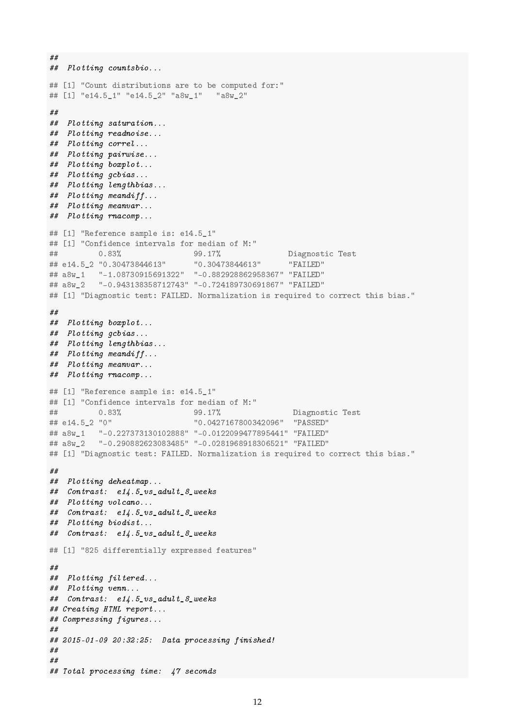```
##
##  Plotting countsbio...

## [1] "Count distributions are to be computed for:"
## [1] "e14.5_1" "e14.5_2" "a8w_1"   "a8w_2"

##
##  Plotting saturation...
##  Plotting readnoise...
##  Plotting correl...
##  Plotting pairwise...
##  Plotting boxplot...
##  Plotting gcbias...
##  Plotting lengthbias...
##  Plotting meandiff...
##  Plotting meanvar...
##  Plotting rnacomp...

## [1] "Reference sample is: e14.5_1"
## [1] "Confidence intervals for median of M:"
##         0.83%                99.17%               Diagnostic Test
## e14.5_2 "0.30473844613"      "0.30473844613"      "FAILED"
## a8w_1   "-1.08730915691322"  "-0.882928862958367" "FAILED"
## a8w_2   "-0.943138358712743" "-0.724189730691867" "FAILED"
## [1] "Diagnostic test: FAILED. Normalization is required to correct this bias."

##
##  Plotting boxplot...
##  Plotting gcbias...
##  Plotting lengthbias...
##  Plotting meandiff...
##  Plotting meanvar...
##  Plotting rnacomp...

## [1] "Reference sample is: e14.5_1"
## [1] "Confidence intervals for median of M:"
##         0.83%                99.17%                Diagnostic Test
## e14.5_2 "0"                  "0.0427167800342096"  "PASSED"
## a8w_1   "-0.227373130102888" "-0.0122099477895441" "FAILED"
## a8w_2   "-0.290882623083485" "-0.0281968918306521" "FAILED"
## [1] "Diagnostic test: FAILED. Normalization is required to correct this bias."

##
##  Plotting deheatmap...
##  Contrast:  e14.5_vs_adult_8_weeks
##  Plotting volcano...
##  Contrast:  e14.5_vs_adult_8_weeks
##  Plotting biodist...
##  Contrast:  e14.5_vs_adult_8_weeks

## [1] "825 differentially expressed features"

##
##  Plotting filtered...
##  Plotting venn...
##  Contrast:  e14.5_vs_adult_8_weeks
## Creating HTML report...
## Compressing figures...
##
## 2015-01-09 20:32:25:  Data processing finished!
##
##
## Total processing time:  47 seconds
```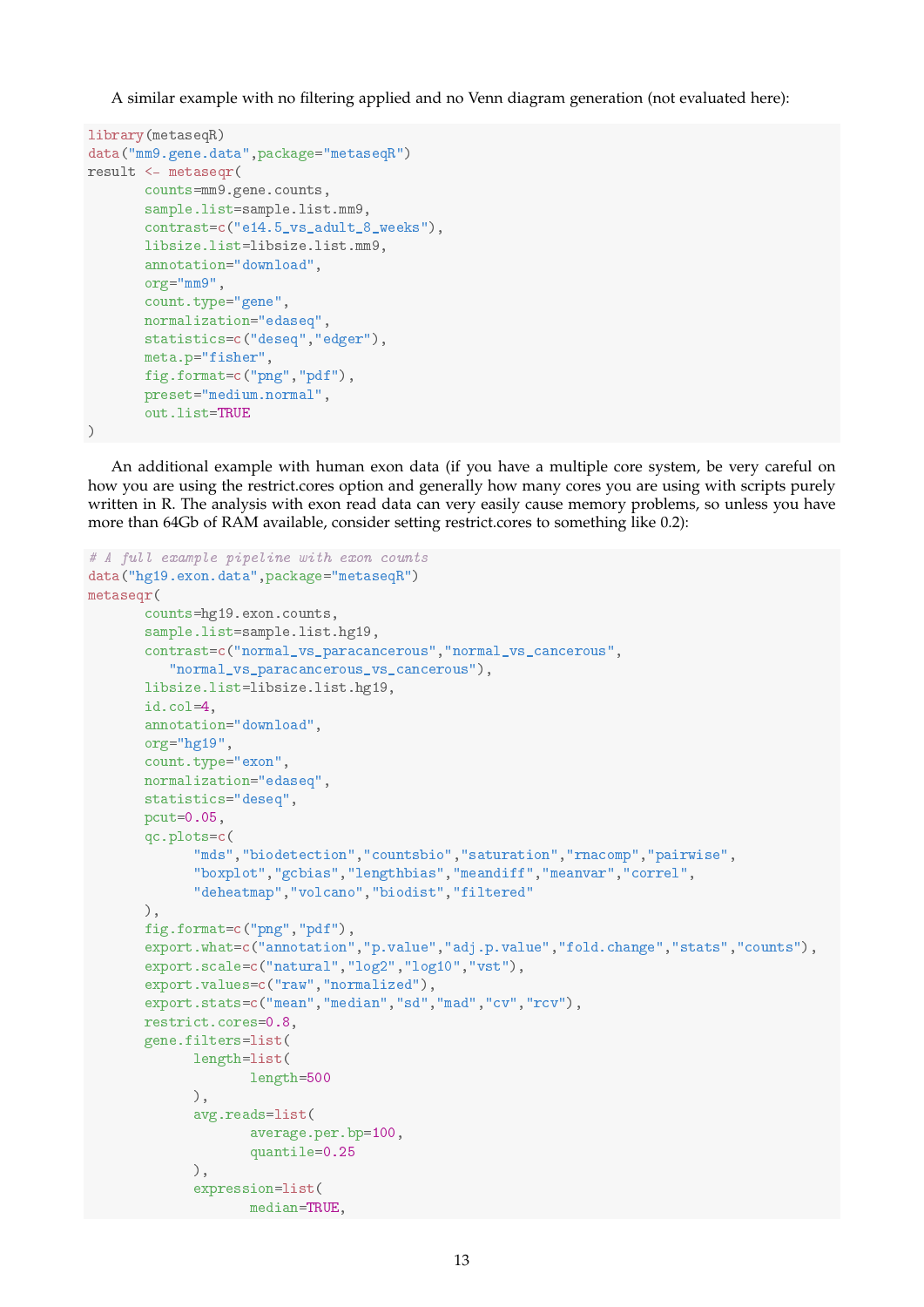A similar example with no filtering applied and no Venn diagram generation (not evaluated here):

```
library(metaseqR)
data("mm9.gene.data",package="metaseqR")
result <- metaseqr(
       counts=mm9.gene.counts,
       sample.list=sample.list.mm9,
       contrast=c("e14.5_vs_adult_8_weeks"),
       libsize.list=libsize.list.mm9,
       annotation="download",
       org="mm9",
       count.type="gene",
       normalization="edaseq",
       statistics=c("deseq","edger"),
       meta.p="fisher",
       fig.format=c("png","pdf"),
       preset="medium.normal",
       out.list=TRUE
)
```

An additional example with human exon data (if you have a multiple core system, be very careful on how you are using the restrict.cores option and generally how many cores you are using with scripts purely written in R. The analysis with exon read data can very easily cause memory problems, so unless you have more than 64Gb of RAM available, consider setting restrict.cores to something like 0.2):

```
# A full example pipeline with exon counts
data("hg19.exon.data",package="metaseqR")
metaseqr(
       counts=hg19.exon.counts,
       sample.list=sample.list.hg19,
       contrast=c("normal_vs_paracancerous","normal_vs_cancerous",
          "normal_vs_paracancerous_vs_cancerous"),
       libsize.list=libsize.list.hg19,
       id.col=4,
       annotation="download",
       org="hg19",
       count.type="exon",
       normalization="edaseq",
       statistics="deseq",
       pcut=0.05,
       qc.plots=c(
             "mds","biodetection","countsbio","saturation","rnacomp","pairwise",
             "boxplot","gcbias","lengthbias","meandiff","meanvar","correl",
             "deheatmap","volcano","biodist","filtered"
       ),
       fig.format=c("png","pdf"),
       export.what=c("annotation","p.value","adj.p.value","fold.change","stats","counts"),
       export.scale=c("natural","log2","log10","vst"),
       export.values=c("raw","normalized"),
       export.stats=c("mean","median","sd","mad","cv","rcv"),
       restrict.cores=0.8,
       gene.filters=list(
             length=list(
                    length=500
             ),
             avg.reads=list(
                    average.per.bp=100,
                    quantile=0.25
             ),
             expression=list(
                    median=TRUE,
```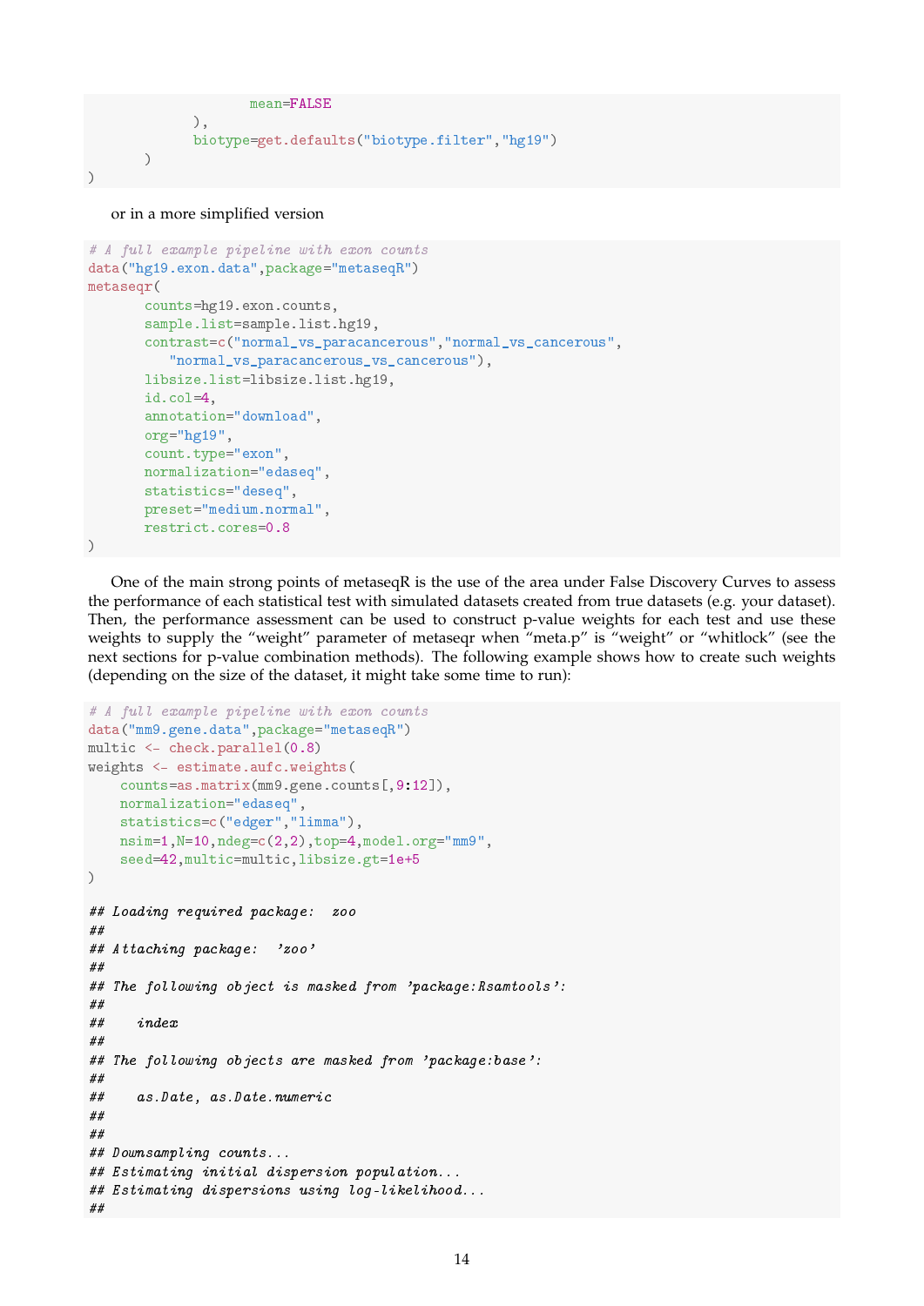```
                    mean=FALSE
            ),
            biotype=get.defaults("biotype.filter","hg19")
        )
)
```

or in a more simplified version

```
# A full example pipeline with exon counts
data("hg19.exon.data",package="metaseqR")
metaseqr(
        counts=hg19.exon.counts,
        sample.list=sample.list.hg19,
        contrast=c("normal_vs_paracancerous","normal_vs_cancerous",
            "normal_vs_paracancerous_vs_cancerous"),
        libsize.list=libsize.list.hg19,
        id.col=4,
        annotation="download",
        org="hg19",
        count.type="exon",
        normalization="edaseq",
        statistics="deseq",
        preset="medium.normal",
        restrict.cores=0.8
)
```

One of the main strong points of metaseqR is the use of the area under False Discovery Curves to assess the performance of each statistical test with simulated datasets created from true datasets (e.g. your dataset). Then, the performance assessment can be used to construct p-value weights for each test and use these weights to supply the "weight" parameter of metaseqr when "meta.p" is "weight" or "whitlock" (see the next sections for p-value combination methods). The following example shows how to create such weights (depending on the size of the dataset, it might take some time to run):

```
# A full example pipeline with exon counts
data("mm9.gene.data",package="metaseqR")
multic <- check.parallel(0.8)
weights <- estimate.aufc.weights(
    counts=as.matrix(mm9.gene.counts[,9:12]),
    normalization="edaseq",
    statistics=c("edger","limma"),
    nsim=1,N=10,ndeg=c(2,2),top=4,model.org="mm9",
    seed=42,multic=multic,libsize.gt=1e+5
)

## Loading required package:  zoo
##
## Attaching package:  'zoo'
##
## The following object is masked from 'package:Rsamtools':
##
##     index
##
## The following objects are masked from 'package:base':
##
##     as.Date, as.Date.numeric
##
##
## Downsampling counts...
## Estimating initial dispersion population...
## Estimating dispersions using log-likelihood...
##
```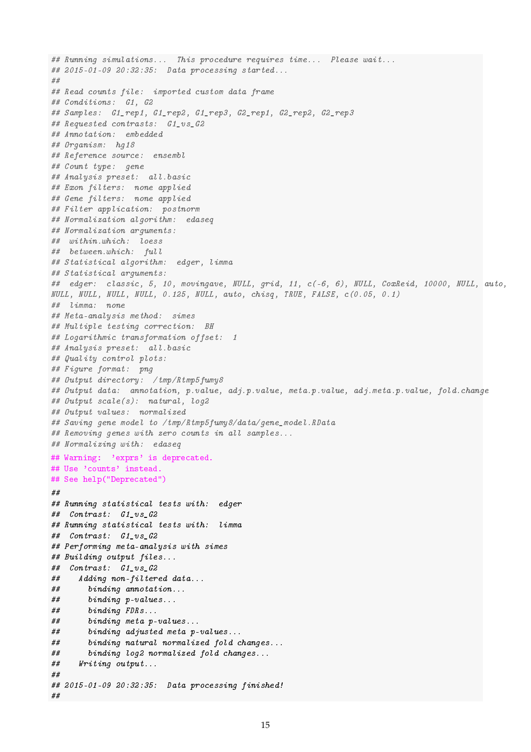```
## Running simulations...  This procedure requires time...  Please wait...
## 2015-01-09 20:32:35:  Data processing started...
##
## Read counts file:  imported custom data frame
## Conditions:  G1, G2
## Samples:  G1_rep1, G1_rep2, G1_rep3, G2_rep1, G2_rep2, G2_rep3
## Requested contrasts:  G1_vs_G2
## Annotation:  embedded
## Organism:  hg18
## Reference source:  ensembl
## Count type:  gene
## Analysis preset:  all.basic
## Exon filters:  none applied
## Gene filters:  none applied
## Filter application:  postnorm
## Normalization algorithm:  edaseq
## Normalization arguments:
##  within.which:  loess
##  between.which:  full
## Statistical algorithm:  edger, limma
## Statistical arguments:
##  edger:  classic, 5, 10, movingave, NULL, grid, 11, c(-6, 6), NULL, CoxReid, 10000, NULL, auto,
NULL, NULL, NULL, NULL, 0.125, NULL, auto, chisq, TRUE, FALSE, c(0.05, 0.1)
##  limma:  none
## Meta-analysis method:  simes
## Multiple testing correction:  BH
## Logarithmic transformation offset:  1
## Analysis preset:  all.basic
## Quality control plots:
## Figure format:  png
## Output directory:  /tmp/Rtmp5fumy8
## Output data:  annotation, p.value, adj.p.value, meta.p.value, adj.meta.p.value, fold.change
## Output scale(s):  natural, log2
## Output values:  normalized
## Saving gene model to /tmp/Rtmp5fumy8/data/gene_model.RData
## Removing genes with zero counts in all samples...
## Normalizing with:  edaseq
## Warning:  'exprs' is deprecated.
## Use 'counts' instead.
## See help("Deprecated")
##
## Running statistical tests with:  edger
##  Contrast:  G1_vs_G2
## Running statistical tests with:  limma
##  Contrast:  G1_vs_G2
## Performing meta-analysis with simes
## Building output files...
##  Contrast:  G1_vs_G2
##    Adding non-filtered data...
##      binding annotation...
##      binding p-values...
##      binding FDRs...
##      binding meta p-values...
##      binding adjusted meta p-values...
##      binding natural normalized fold changes...
##      binding log2 normalized fold changes...
##    Writing output...
##
## 2015-01-09 20:32:35:  Data processing finished!
##
```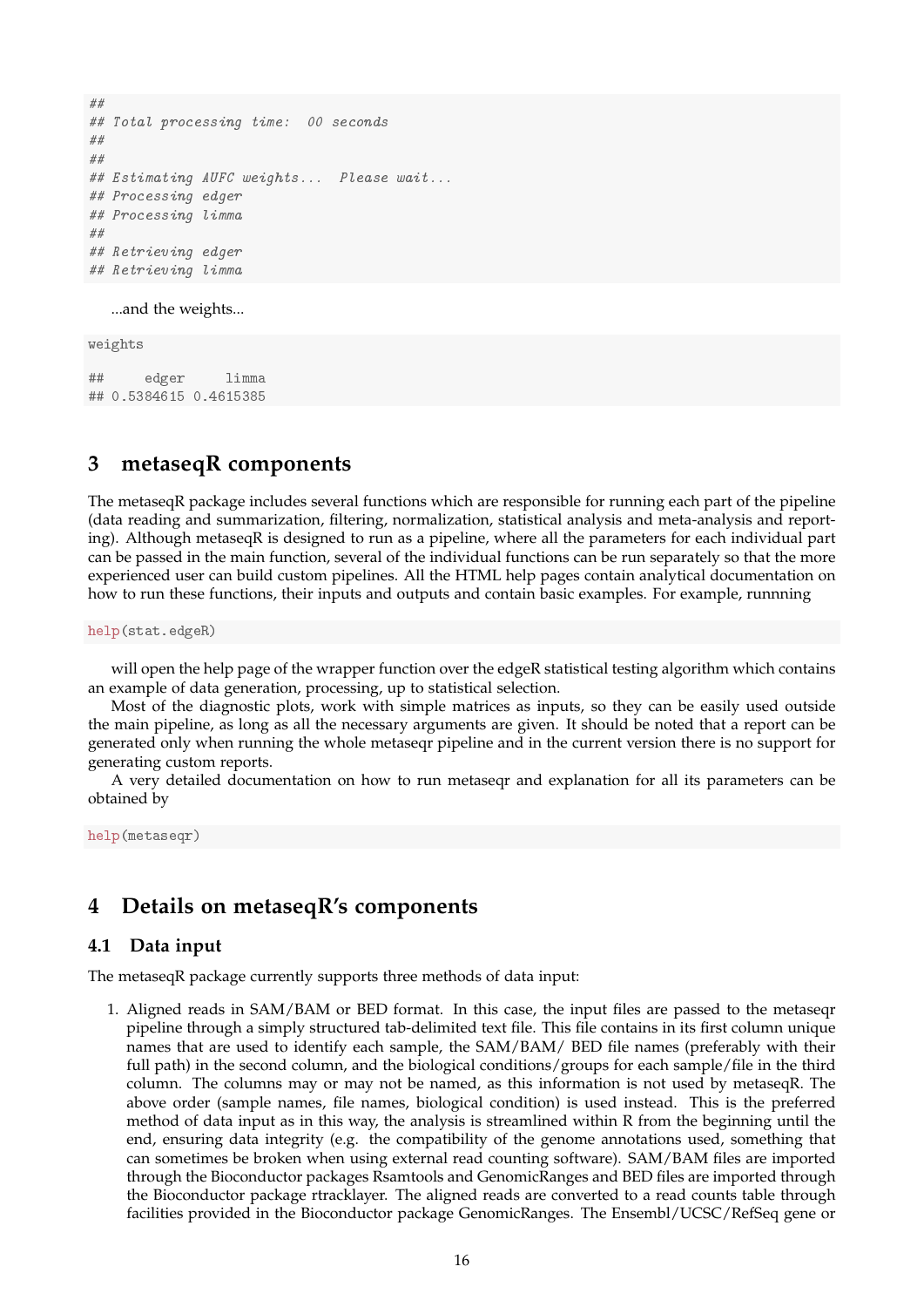```
##
## Total processing time:  00 seconds
##
##
## Estimating AUFC weights...  Please wait...
## Processing edger
## Processing limma
##
## Retrieving edger
## Retrieving limma
```

...and the weights...

```
weights

##     edger     limma
## 0.5384615 0.4615385
```

## 3 metaseqR components

The metaseqR package includes several functions which are responsible for running each part of the pipeline (data reading and summarization, filtering, normalization, statistical analysis and meta-analysis and reporting). Although metaseqR is designed to run as a pipeline, where all the parameters for each individual part can be passed in the main function, several of the individual functions can be run separately so that the more experienced user can build custom pipelines. All the HTML help pages contain analytical documentation on how to run these functions, their inputs and outputs and contain basic examples. For example, runnning

```
help(stat.edgeR)
```

will open the help page of the wrapper function over the edgeR statistical testing algorithm which contains an example of data generation, processing, up to statistical selection.

Most of the diagnostic plots, work with simple matrices as inputs, so they can be easily used outside the main pipeline, as long as all the necessary arguments are given. It should be noted that a report can be generated only when running the whole metaseqr pipeline and in the current version there is no support for generating custom reports.

A very detailed documentation on how to run metaseqr and explanation for all its parameters can be obtained by

```
help(metaseqr)
```

## 4 Details on metaseqR's components

### 4.1 Data input

The metaseqR package currently supports three methods of data input:

1. Aligned reads in SAM/BAM or BED format. In this case, the input files are passed to the metaseqr pipeline through a simply structured tab-delimited text file. This file contains in its first column unique names that are used to identify each sample, the SAM/BAM/ BED file names (preferably with their full path) in the second column, and the biological conditions/groups for each sample/file in the third column. The columns may or may not be named, as this information is not used by metaseqR. The above order (sample names, file names, biological condition) is used instead. This is the preferred method of data input as in this way, the analysis is streamlined within R from the beginning until the end, ensuring data integrity (e.g. the compatibility of the genome annotations used, something that can sometimes be broken when using external read counting software). SAM/BAM files are imported through the Bioconductor packages Rsamtools and GenomicRanges and BED files are imported through the Bioconductor package rtracklayer. The aligned reads are converted to a read counts table through facilities provided in the Bioconductor package GenomicRanges. The Ensembl/UCSC/RefSeq gene or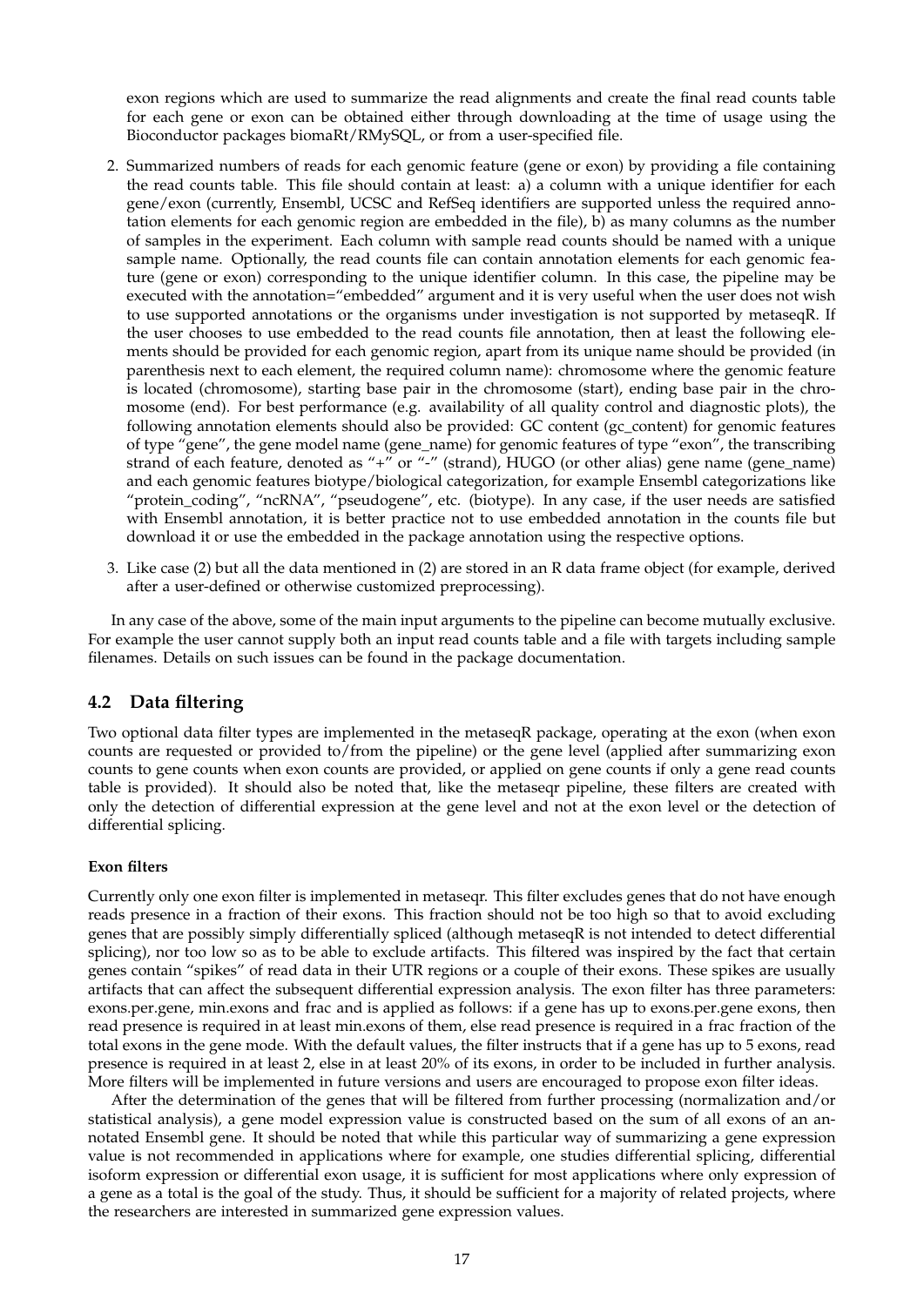exon regions which are used to summarize the read alignments and create the final read counts table for each gene or exon can be obtained either through downloading at the time of usage using the Bioconductor packages biomaRt/RMySQL, or from a user-specified file.

2. Summarized numbers of reads for each genomic feature (gene or exon) by providing a file containing the read counts table. This file should contain at least: a) a column with a unique identifier for each gene/exon (currently, Ensembl, UCSC and RefSeq identifiers are supported unless the required annotation elements for each genomic region are embedded in the file), b) as many columns as the number of samples in the experiment. Each column with sample read counts should be named with a unique sample name. Optionally, the read counts file can contain annotation elements for each genomic feature (gene or exon) corresponding to the unique identifier column. In this case, the pipeline may be executed with the annotation="embedded" argument and it is very useful when the user does not wish to use supported annotations or the organisms under investigation is not supported by metaseqR. If the user chooses to use embedded to the read counts file annotation, then at least the following elements should be provided for each genomic region, apart from its unique name should be provided (in parenthesis next to each element, the required column name): chromosome where the genomic feature is located (chromosome), starting base pair in the chromosome (start), ending base pair in the chromosome (end). For best performance (e.g. availability of all quality control and diagnostic plots), the following annotation elements should also be provided: GC content (gc_content) for genomic features of type "gene", the gene model name (gene_name) for genomic features of type "exon", the transcribing strand of each feature, denoted as "+" or "-" (strand), HUGO (or other alias) gene name (gene_name) and each genomic features biotype/biological categorization, for example Ensembl categorizations like "protein_coding", "ncRNA", "pseudogene", etc. (biotype). In any case, if the user needs are satisfied with Ensembl annotation, it is better practice not to use embedded annotation in the counts file but download it or use the embedded in the package annotation using the respective options.

3. Like case (2) but all the data mentioned in (2) are stored in an R data frame object (for example, derived after a user-defined or otherwise customized preprocessing).

In any case of the above, some of the main input arguments to the pipeline can become mutually exclusive. For example the user cannot supply both an input read counts table and a file with targets including sample filenames. Details on such issues can be found in the package documentation.

## 4.2 Data filtering

Two optional data filter types are implemented in the metaseqR package, operating at the exon (when exon counts are requested or provided to/from the pipeline) or the gene level (applied after summarizing exon counts to gene counts when exon counts are provided, or applied on gene counts if only a gene read counts table is provided). It should also be noted that, like the metaseqr pipeline, these filters are created with only the detection of differential expression at the gene level and not at the exon level or the detection of differential splicing.

#### Exon filters

Currently only one exon filter is implemented in metaseqr. This filter excludes genes that do not have enough reads presence in a fraction of their exons. This fraction should not be too high so that to avoid excluding genes that are possibly simply differentially spliced (although metaseqR is not intended to detect differential splicing), nor too low so as to be able to exclude artifacts. This filtered was inspired by the fact that certain genes contain "spikes" of read data in their UTR regions or a couple of their exons. These spikes are usually artifacts that can affect the subsequent differential expression analysis. The exon filter has three parameters: exons.per.gene, min.exons and frac and is applied as follows: if a gene has up to exons.per.gene exons, then read presence is required in at least min.exons of them, else read presence is required in a frac fraction of the total exons in the gene mode. With the default values, the filter instructs that if a gene has up to 5 exons, read presence is required in at least 2, else in at least 20% of its exons, in order to be included in further analysis. More filters will be implemented in future versions and users are encouraged to propose exon filter ideas.

After the determination of the genes that will be filtered from further processing (normalization and/or statistical analysis), a gene model expression value is constructed based on the sum of all exons of an annotated Ensembl gene. It should be noted that while this particular way of summarizing a gene expression value is not recommended in applications where for example, one studies differential splicing, differential isoform expression or differential exon usage, it is sufficient for most applications where only expression of a gene as a total is the goal of the study. Thus, it should be sufficient for a majority of related projects, where the researchers are interested in summarized gene expression values.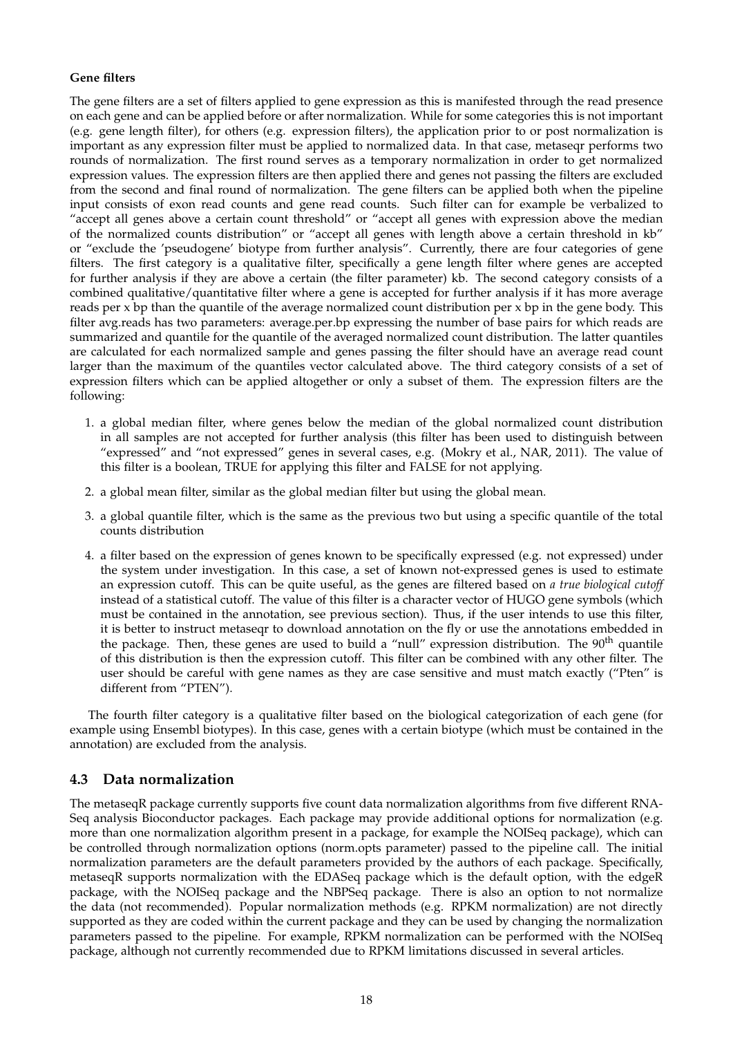**Gene filters**

The gene filters are a set of filters applied to gene expression as this is manifested through the read presence on each gene and can be applied before or after normalization. While for some categories this is not important (e.g. gene length filter), for others (e.g. expression filters), the application prior to or post normalization is important as any expression filter must be applied to normalized data. In that case, metaseqr performs two rounds of normalization. The first round serves as a temporary normalization in order to get normalized expression values. The expression filters are then applied there and genes not passing the filters are excluded from the second and final round of normalization. The gene filters can be applied both when the pipeline input consists of exon read counts and gene read counts. Such filter can for example be verbalized to "accept all genes above a certain count threshold" or "accept all genes with expression above the median of the normalized counts distribution" or "accept all genes with length above a certain threshold in kb" or "exclude the 'pseudogene' biotype from further analysis". Currently, there are four categories of gene filters. The first category is a qualitative filter, specifically a gene length filter where genes are accepted for further analysis if they are above a certain (the filter parameter) kb. The second category consists of a combined qualitative/quantitative filter where a gene is accepted for further analysis if it has more average reads per x bp than the quantile of the average normalized count distribution per x bp in the gene body. This filter avg.reads has two parameters: average.per.bp expressing the number of base pairs for which reads are summarized and quantile for the quantile of the averaged normalized count distribution. The latter quantiles are calculated for each normalized sample and genes passing the filter should have an average read count larger than the maximum of the quantiles vector calculated above. The third category consists of a set of expression filters which can be applied altogether or only a subset of them. The expression filters are the following:

1. a global median filter, where genes below the median of the global normalized count distribution in all samples are not accepted for further analysis (this filter has been used to distinguish between "expressed" and "not expressed" genes in several cases, e.g. (Mokry et al., NAR, 2011). The value of this filter is a boolean, TRUE for applying this filter and FALSE for not applying.
2. a global mean filter, similar as the global median filter but using the global mean.
3. a global quantile filter, which is the same as the previous two but using a specific quantile of the total counts distribution
4. a filter based on the expression of genes known to be specifically expressed (e.g. not expressed) under the system under investigation. In this case, a set of known not-expressed genes is used to estimate an expression cutoff. This can be quite useful, as the genes are filtered based on *a true biological cutoff* instead of a statistical cutoff. The value of this filter is a character vector of HUGO gene symbols (which must be contained in the annotation, see previous section). Thus, if the user intends to use this filter, it is better to instruct metaseqr to download annotation on the fly or use the annotations embedded in the package. Then, these genes are used to build a "null" expression distribution. The 90$^{\text{th}}$ quantile of this distribution is then the expression cutoff. This filter can be combined with any other filter. The user should be careful with gene names as they are case sensitive and must match exactly ("Pten" is different from "PTEN").

The fourth filter category is a qualitative filter based on the biological categorization of each gene (for example using Ensembl biotypes). In this case, genes with a certain biotype (which must be contained in the annotation) are excluded from the analysis.

## 4.3 Data normalization

The metaseqR package currently supports five count data normalization algorithms from five different RNA-Seq analysis Bioconductor packages. Each package may provide additional options for normalization (e.g. more than one normalization algorithm present in a package, for example the NOISeq package), which can be controlled through normalization options (norm.opts parameter) passed to the pipeline call. The initial normalization parameters are the default parameters provided by the authors of each package. Specifically, metaseqR supports normalization with the EDASeq package which is the default option, with the edgeR package, with the NOISeq package and the NBPSeq package. There is also an option to not normalize the data (not recommended). Popular normalization methods (e.g. RPKM normalization) are not directly supported as they are coded within the current package and they can be used by changing the normalization parameters passed to the pipeline. For example, RPKM normalization can be performed with the NOISeq package, although not currently recommended due to RPKM limitations discussed in several articles.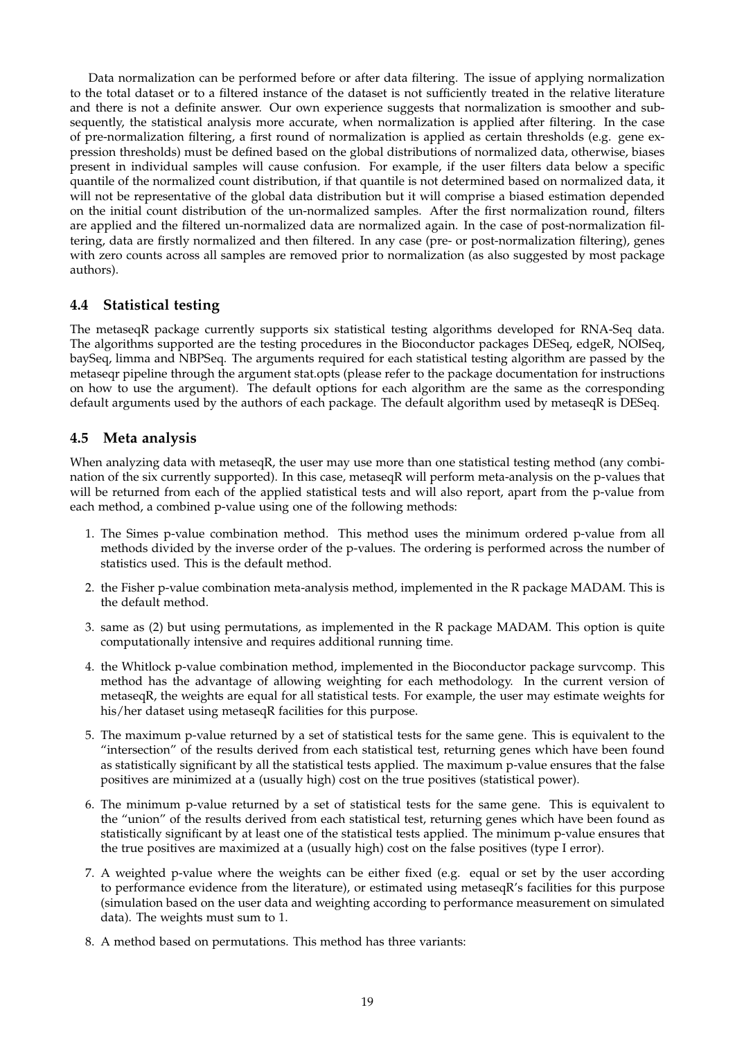Data normalization can be performed before or after data filtering. The issue of applying normalization to the total dataset or to a filtered instance of the dataset is not sufficiently treated in the relative literature and there is not a definite answer. Our own experience suggests that normalization is smoother and subsequently, the statistical analysis more accurate, when normalization is applied after filtering. In the case of pre-normalization filtering, a first round of normalization is applied as certain thresholds (e.g. gene expression thresholds) must be defined based on the global distributions of normalized data, otherwise, biases present in individual samples will cause confusion. For example, if the user filters data below a specific quantile of the normalized count distribution, if that quantile is not determined based on normalized data, it will not be representative of the global data distribution but it will comprise a biased estimation depended on the initial count distribution of the un-normalized samples. After the first normalization round, filters are applied and the filtered un-normalized data are normalized again. In the case of post-normalization filtering, data are firstly normalized and then filtered. In any case (pre- or post-normalization filtering), genes with zero counts across all samples are removed prior to normalization (as also suggested by most package authors).

## 4.4 Statistical testing

The metaseqR package currently supports six statistical testing algorithms developed for RNA-Seq data. The algorithms supported are the testing procedures in the Bioconductor packages DESeq, edgeR, NOISeq, baySeq, limma and NBPSeq. The arguments required for each statistical testing algorithm are passed by the metaseqr pipeline through the argument stat.opts (please refer to the package documentation for instructions on how to use the argument). The default options for each algorithm are the same as the corresponding default arguments used by the authors of each package. The default algorithm used by metaseqR is DESeq.

## 4.5 Meta analysis

When analyzing data with metaseqR, the user may use more than one statistical testing method (any combination of the six currently supported). In this case, metaseqR will perform meta-analysis on the p-values that will be returned from each of the applied statistical tests and will also report, apart from the p-value from each method, a combined p-value using one of the following methods:

1. The Simes p-value combination method. This method uses the minimum ordered p-value from all methods divided by the inverse order of the p-values. The ordering is performed across the number of statistics used. This is the default method.
2. the Fisher p-value combination meta-analysis method, implemented in the R package MADAM. This is the default method.
3. same as (2) but using permutations, as implemented in the R package MADAM. This option is quite computationally intensive and requires additional running time.
4. the Whitlock p-value combination method, implemented in the Bioconductor package survcomp. This method has the advantage of allowing weighting for each methodology. In the current version of metaseqR, the weights are equal for all statistical tests. For example, the user may estimate weights for his/her dataset using metaseqR facilities for this purpose.
5. The maximum p-value returned by a set of statistical tests for the same gene. This is equivalent to the "intersection" of the results derived from each statistical test, returning genes which have been found as statistically significant by all the statistical tests applied. The maximum p-value ensures that the false positives are minimized at a (usually high) cost on the true positives (statistical power).
6. The minimum p-value returned by a set of statistical tests for the same gene. This is equivalent to the "union" of the results derived from each statistical test, returning genes which have been found as statistically significant by at least one of the statistical tests applied. The minimum p-value ensures that the true positives are maximized at a (usually high) cost on the false positives (type I error).
7. A weighted p-value where the weights can be either fixed (e.g. equal or set by the user according to performance evidence from the literature), or estimated using metaseqR's facilities for this purpose (simulation based on the user data and weighting according to performance measurement on simulated data). The weights must sum to 1.
8. A method based on permutations. This method has three variants: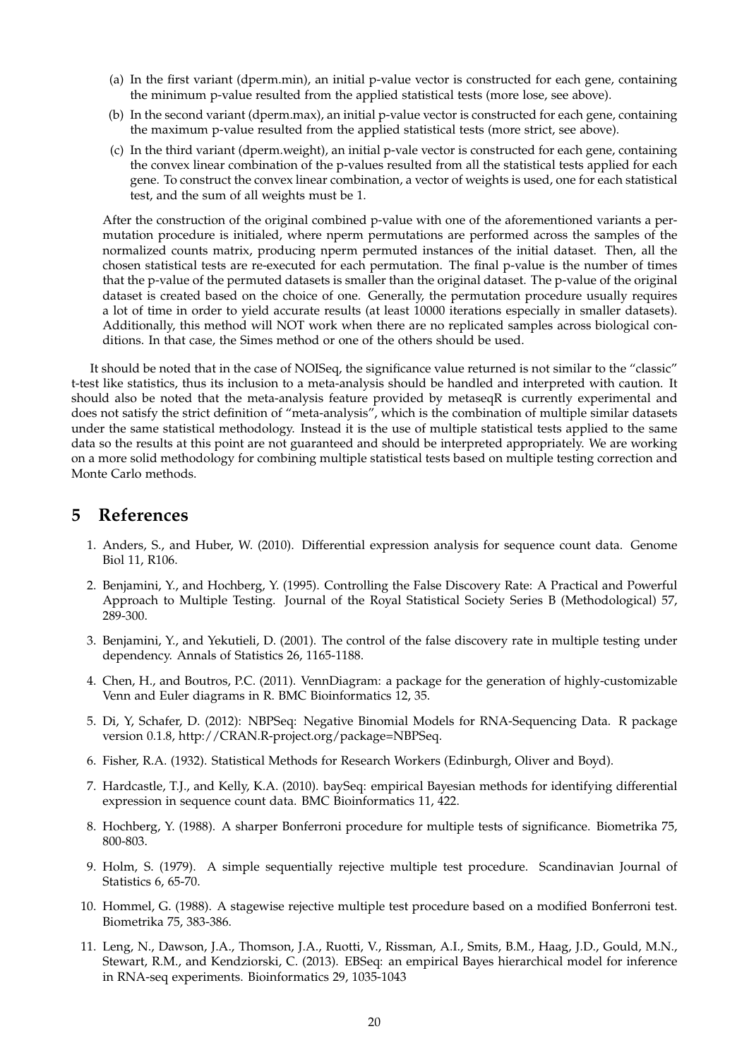(a) In the first variant (dperm.min), an initial p-value vector is constructed for each gene, containing the minimum p-value resulted from the applied statistical tests (more lose, see above).

(b) In the second variant (dperm.max), an initial p-value vector is constructed for each gene, containing the maximum p-value resulted from the applied statistical tests (more strict, see above).

(c) In the third variant (dperm.weight), an initial p-vale vector is constructed for each gene, containing the convex linear combination of the p-values resulted from all the statistical tests applied for each gene. To construct the convex linear combination, a vector of weights is used, one for each statistical test, and the sum of all weights must be 1.

After the construction of the original combined p-value with one of the aforementioned variants a permutation procedure is initialed, where nperm permutations are performed across the samples of the normalized counts matrix, producing nperm permuted instances of the initial dataset. Then, all the chosen statistical tests are re-executed for each permutation. The final p-value is the number of times that the p-value of the permuted datasets is smaller than the original dataset. The p-value of the original dataset is created based on the choice of one. Generally, the permutation procedure usually requires a lot of time in order to yield accurate results (at least 10000 iterations especially in smaller datasets). Additionally, this method will NOT work when there are no replicated samples across biological conditions. In that case, the Simes method or one of the others should be used.

It should be noted that in the case of NOISeq, the significance value returned is not similar to the "classic" t-test like statistics, thus its inclusion to a meta-analysis should be handled and interpreted with caution. It should also be noted that the meta-analysis feature provided by metaseqR is currently experimental and does not satisfy the strict definition of "meta-analysis", which is the combination of multiple similar datasets under the same statistical methodology. Instead it is the use of multiple statistical tests applied to the same data so the results at this point are not guaranteed and should be interpreted appropriately. We are working on a more solid methodology for combining multiple statistical tests based on multiple testing correction and Monte Carlo methods.

# 5 References

1. Anders, S., and Huber, W. (2010). Differential expression analysis for sequence count data. Genome Biol 11, R106.

2. Benjamini, Y., and Hochberg, Y. (1995). Controlling the False Discovery Rate: A Practical and Powerful Approach to Multiple Testing. Journal of the Royal Statistical Society Series B (Methodological) 57, 289-300.

3. Benjamini, Y., and Yekutieli, D. (2001). The control of the false discovery rate in multiple testing under dependency. Annals of Statistics 26, 1165-1188.

4. Chen, H., and Boutros, P.C. (2011). VennDiagram: a package for the generation of highly-customizable Venn and Euler diagrams in R. BMC Bioinformatics 12, 35.

5. Di, Y, Schafer, D. (2012): NBPSeq: Negative Binomial Models for RNA-Sequencing Data. R package version 0.1.8, http://CRAN.R-project.org/package=NBPSeq.

6. Fisher, R.A. (1932). Statistical Methods for Research Workers (Edinburgh, Oliver and Boyd).

7. Hardcastle, T.J., and Kelly, K.A. (2010). baySeq: empirical Bayesian methods for identifying differential expression in sequence count data. BMC Bioinformatics 11, 422.

8. Hochberg, Y. (1988). A sharper Bonferroni procedure for multiple tests of significance. Biometrika 75, 800-803.

9. Holm, S. (1979). A simple sequentially rejective multiple test procedure. Scandinavian Journal of Statistics 6, 65-70.

10. Hommel, G. (1988). A stagewise rejective multiple test procedure based on a modified Bonferroni test. Biometrika 75, 383-386.

11. Leng, N., Dawson, J.A., Thomson, J.A., Ruotti, V., Rissman, A.I., Smits, B.M., Haag, J.D., Gould, M.N., Stewart, R.M., and Kendziorski, C. (2013). EBSeq: an empirical Bayes hierarchical model for inference in RNA-seq experiments. Bioinformatics 29, 1035-1043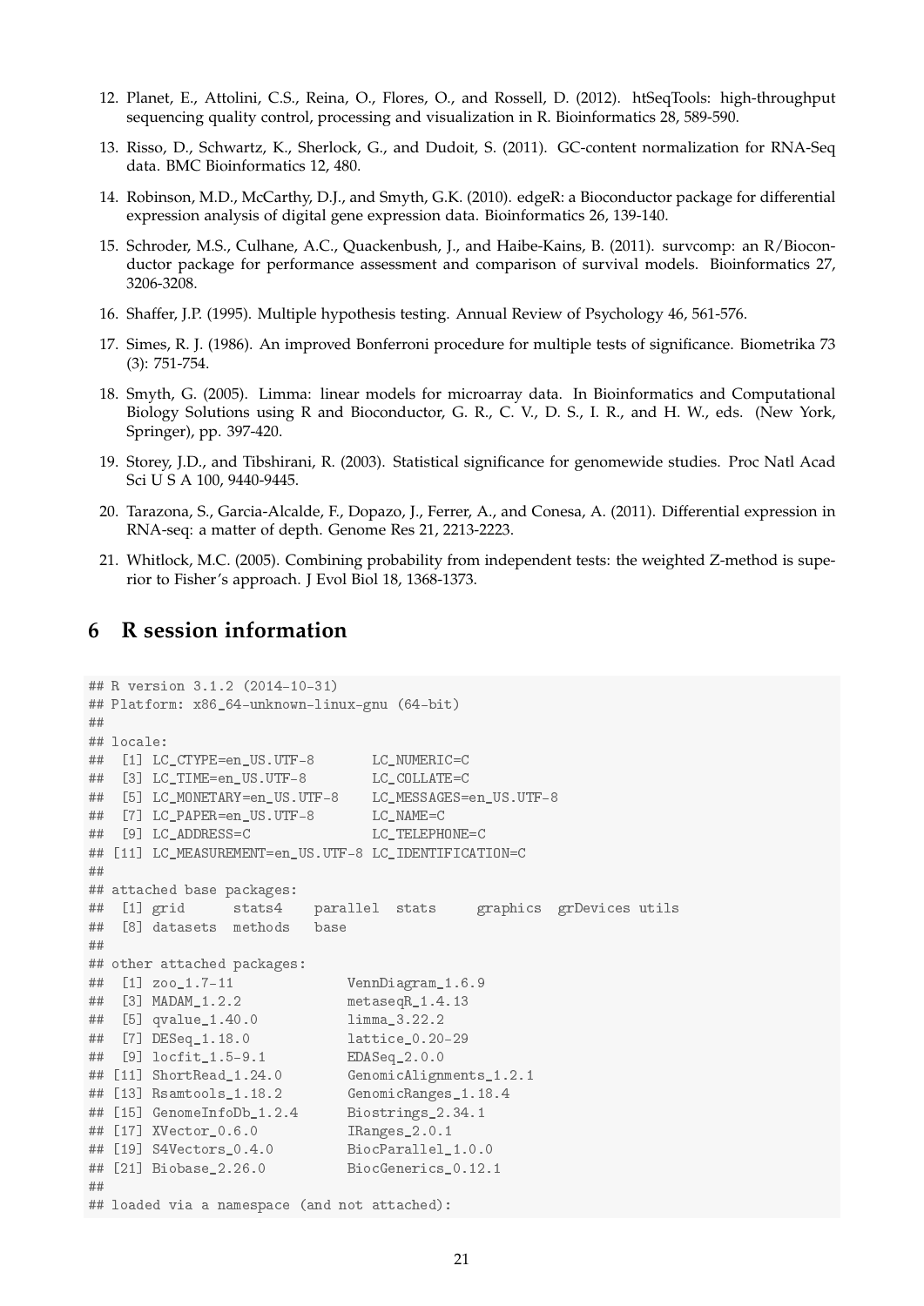12. Planet, E., Attolini, C.S., Reina, O., Flores, O., and Rossell, D. (2012). htSeqTools: high-throughput sequencing quality control, processing and visualization in R. Bioinformatics 28, 589-590.

13. Risso, D., Schwartz, K., Sherlock, G., and Dudoit, S. (2011). GC-content normalization for RNA-Seq data. BMC Bioinformatics 12, 480.

14. Robinson, M.D., McCarthy, D.J., and Smyth, G.K. (2010). edgeR: a Bioconductor package for differential expression analysis of digital gene expression data. Bioinformatics 26, 139-140.

15. Schroder, M.S., Culhane, A.C., Quackenbush, J., and Haibe-Kains, B. (2011). survcomp: an R/Bioconductor package for performance assessment and comparison of survival models. Bioinformatics 27, 3206-3208.

16. Shaffer, J.P. (1995). Multiple hypothesis testing. Annual Review of Psychology 46, 561-576.

17. Simes, R. J. (1986). An improved Bonferroni procedure for multiple tests of significance. Biometrika 73 (3): 751-754.

18. Smyth, G. (2005). Limma: linear models for microarray data. In Bioinformatics and Computational Biology Solutions using R and Bioconductor, G. R., C. V., D. S., I. R., and H. W., eds. (New York, Springer), pp. 397-420.

19. Storey, J.D., and Tibshirani, R. (2003). Statistical significance for genomewide studies. Proc Natl Acad Sci U S A 100, 9440-9445.

20. Tarazona, S., Garcia-Alcalde, F., Dopazo, J., Ferrer, A., and Conesa, A. (2011). Differential expression in RNA-seq: a matter of depth. Genome Res 21, 2213-2223.

21. Whitlock, M.C. (2005). Combining probability from independent tests: the weighted Z-method is superior to Fisher's approach. J Evol Biol 18, 1368-1373.

# 6 R session information

```
## R version 3.1.2 (2014-10-31)
## Platform: x86_64-unknown-linux-gnu (64-bit)
##
## locale:
##  [1] LC_CTYPE=en_US.UTF-8       LC_NUMERIC=C
##  [3] LC_TIME=en_US.UTF-8        LC_COLLATE=C
##  [5] LC_MONETARY=en_US.UTF-8    LC_MESSAGES=en_US.UTF-8
##  [7] LC_PAPER=en_US.UTF-8       LC_NAME=C
##  [9] LC_ADDRESS=C               LC_TELEPHONE=C
## [11] LC_MEASUREMENT=en_US.UTF-8 LC_IDENTIFICATION=C
##
## attached base packages:
##  [1] grid      stats4    parallel  stats     graphics  grDevices utils
##  [8] datasets  methods   base
##
## other attached packages:
##  [1] zoo_1.7-11              VennDiagram_1.6.9
##  [3] MADAM_1.2.2             metaseqR_1.4.13
##  [5] qvalue_1.40.0           limma_3.22.2
##  [7] DESeq_1.18.0            lattice_0.20-29
##  [9] locfit_1.5-9.1          EDASeq_2.0.0
## [11] ShortRead_1.24.0        GenomicAlignments_1.2.1
## [13] Rsamtools_1.18.2        GenomicRanges_1.18.4
## [15] GenomeInfoDb_1.2.4      Biostrings_2.34.1
## [17] XVector_0.6.0           IRanges_2.0.1
## [19] S4Vectors_0.4.0         BiocParallel_1.0.0
## [21] Biobase_2.26.0          BiocGenerics_0.12.1
##
## loaded via a namespace (and not attached):
```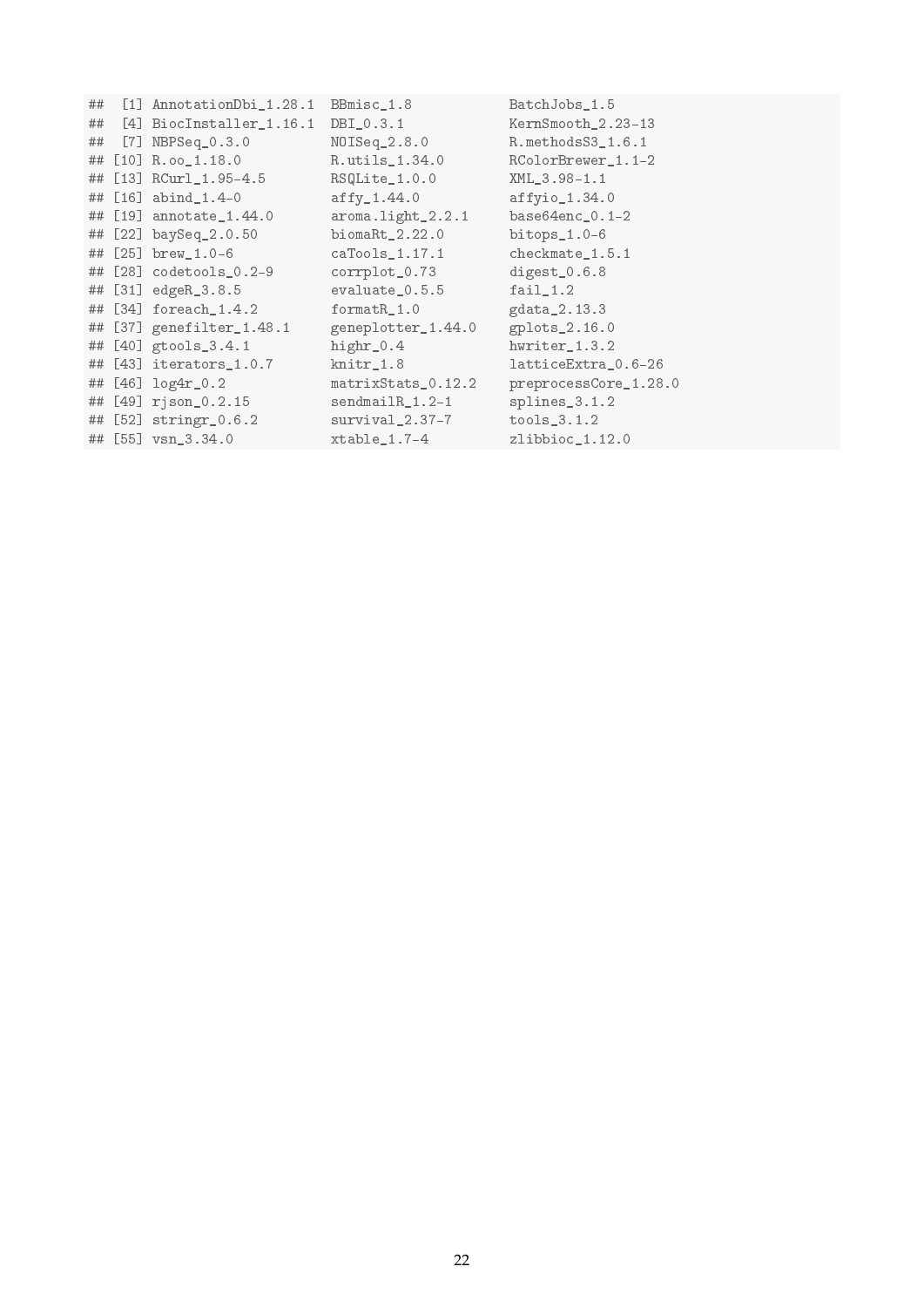```
##  [1] AnnotationDbi_1.28.1 BBmisc_1.8           BatchJobs_1.5
##  [4] BiocInstaller_1.16.1 DBI_0.3.1            KernSmooth_2.23-13
##  [7] NBPSeq_0.3.0         NOISeq_2.8.0         R.methodsS3_1.6.1
## [10] R.oo_1.18.0          R.utils_1.34.0       RColorBrewer_1.1-2
## [13] RCurl_1.95-4.5       RSQLite_1.0.0        XML_3.98-1.1
## [16] abind_1.4-0          affy_1.44.0          affyio_1.34.0
## [19] annotate_1.44.0      aroma.light_2.2.1    base64enc_0.1-2
## [22] baySeq_2.0.50        biomaRt_2.22.0       bitops_1.0-6
## [25] brew_1.0-6           caTools_1.17.1       checkmate_1.5.1
## [28] codetools_0.2-9      corrplot_0.73        digest_0.6.8
## [31] edgeR_3.8.5          evaluate_0.5.5       fail_1.2
## [34] foreach_1.4.2        formatR_1.0          gdata_2.13.3
## [37] genefilter_1.48.1    geneplotter_1.44.0   gplots_2.16.0
## [40] gtools_3.4.1         highr_0.4            hwriter_1.3.2
## [43] iterators_1.0.7      knitr_1.8            latticeExtra_0.6-26
## [46] log4r_0.2            matrixStats_0.12.2   preprocessCore_1.28.0
## [49] rjson_0.2.15         sendmailR_1.2-1      splines_3.1.2
## [52] stringr_0.6.2        survival_2.37-7      tools_3.1.2
## [55] vsn_3.34.0           xtable_1.7-4         zlibbioc_1.12.0
```